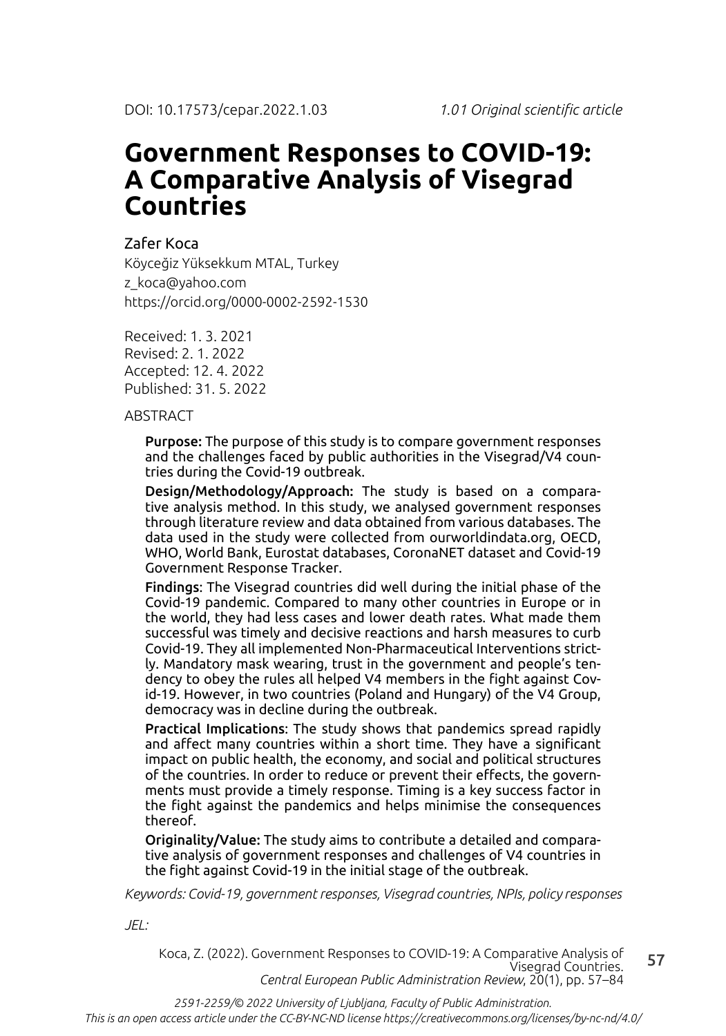DOI: 10.17573/cepar.2022.1.03 *1.01 Original scientific article*

# Government Responses to COVID-19: A Comparative Analysis of Visegrad Countries

Zafer Koca

Köyceğiz Yüksekkum MTAL, Turkey

z_koca@yahoo.com

https://orcid.org/0000-0002-2592-1530

Received: 1. 3. 2021
Revised: 2. 1. 2022
Accepted: 12. 4. 2022
Published: 31. 5. 2022

ABSTRACT

**Purpose:** The purpose of this study is to compare government responses and the challenges faced by public authorities in the Visegrad/V4 countries during the Covid-19 outbreak.

**Design/Methodology/Approach:** The study is based on a comparative analysis method. In this study, we analysed government responses through literature review and data obtained from various databases. The data used in the study were collected from ourworldindata.org, OECD, WHO, World Bank, Eurostat databases, CoronaNET dataset and Covid-19 Government Response Tracker.

**Findings**: The Visegrad countries did well during the initial phase of the Covid-19 pandemic. Compared to many other countries in Europe or in the world, they had less cases and lower death rates. What made them successful was timely and decisive reactions and harsh measures to curb Covid-19. They all implemented Non-Pharmaceutical Interventions strictly. Mandatory mask wearing, trust in the government and people's tendency to obey the rules all helped V4 members in the fight against Covid-19. However, in two countries (Poland and Hungary) of the V4 Group, democracy was in decline during the outbreak.

**Practical Implications**: The study shows that pandemics spread rapidly and affect many countries within a short time. They have a significant impact on public health, the economy, and social and political structures of the countries. In order to reduce or prevent their effects, the governments must provide a timely response. Timing is a key success factor in the fight against the pandemics and helps minimise the consequences thereof.

**Originality/Value:** The study aims to contribute a detailed and comparative analysis of government responses and challenges of V4 countries in the fight against Covid-19 in the initial stage of the outbreak.

*Keywords: Covid-19, government responses, Visegrad countries, NPIs, policy responses*

*JEL:*

Koca, Z. (2022). Government Responses to COVID-19: A Comparative Analysis of Visegrad Countries. *Central European Public Administration Review*, 20(1), pp. 57–84

*2591-2259/© 2022 University of Ljubljana, Faculty of Public Administration.*
*This is an open access article under the CC-BY-NC-ND license https://creativecommons.org/licenses/by-nc-nd/4.0/*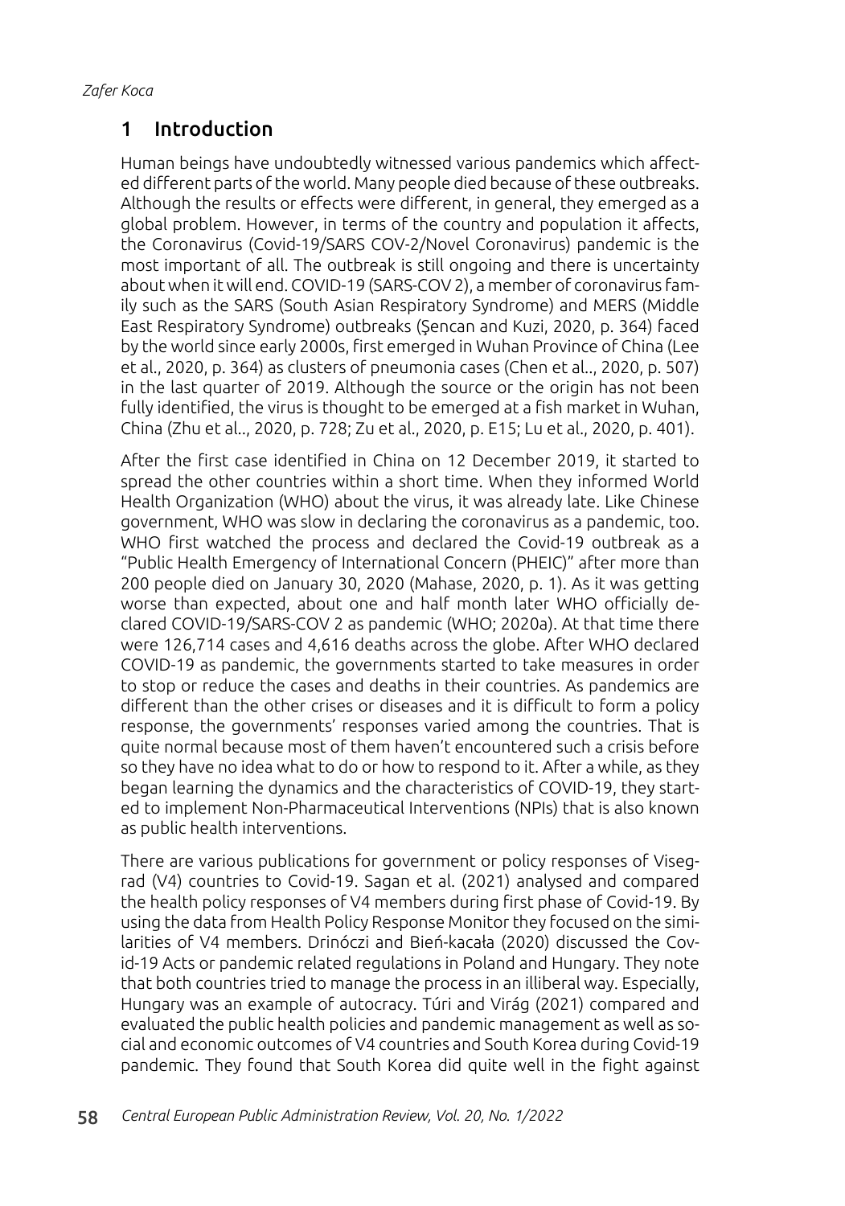## 1 Introduction

Human beings have undoubtedly witnessed various pandemics which affected different parts of the world. Many people died because of these outbreaks. Although the results or effects were different, in general, they emerged as a global problem. However, in terms of the country and population it affects, the Coronavirus (Covid-19/SARS COV-2/Novel Coronavirus) pandemic is the most important of all. The outbreak is still ongoing and there is uncertainty about when it will end. COVID-19 (SARS-COV 2), a member of coronavirus family such as the SARS (South Asian Respiratory Syndrome) and MERS (Middle East Respiratory Syndrome) outbreaks (Şencan and Kuzi, 2020, p. 364) faced by the world since early 2000s, first emerged in Wuhan Province of China (Lee et al., 2020, p. 364) as clusters of pneumonia cases (Chen et al.., 2020, p. 507) in the last quarter of 2019. Although the source or the origin has not been fully identified, the virus is thought to be emerged at a fish market in Wuhan, China (Zhu et al.., 2020, p. 728; Zu et al., 2020, p. E15; Lu et al., 2020, p. 401).

After the first case identified in China on 12 December 2019, it started to spread the other countries within a short time. When they informed World Health Organization (WHO) about the virus, it was already late. Like Chinese government, WHO was slow in declaring the coronavirus as a pandemic, too. WHO first watched the process and declared the Covid-19 outbreak as a "Public Health Emergency of International Concern (PHEIC)" after more than 200 people died on January 30, 2020 (Mahase, 2020, p. 1). As it was getting worse than expected, about one and half month later WHO officially declared COVID-19/SARS-COV 2 as pandemic (WHO; 2020a). At that time there were 126,714 cases and 4,616 deaths across the globe. After WHO declared COVID-19 as pandemic, the governments started to take measures in order to stop or reduce the cases and deaths in their countries. As pandemics are different than the other crises or diseases and it is difficult to form a policy response, the governments' responses varied among the countries. That is quite normal because most of them haven't encountered such a crisis before so they have no idea what to do or how to respond to it. After a while, as they began learning the dynamics and the characteristics of COVID-19, they started to implement Non-Pharmaceutical Interventions (NPIs) that is also known as public health interventions.

There are various publications for government or policy responses of Visegrad (V4) countries to Covid-19. Sagan et al. (2021) analysed and compared the health policy responses of V4 members during first phase of Covid-19. By using the data from Health Policy Response Monitor they focused on the similarities of V4 members. Drinóczi and Bień-kacała (2020) discussed the Covid-19 Acts or pandemic related regulations in Poland and Hungary. They note that both countries tried to manage the process in an illiberal way. Especially, Hungary was an example of autocracy. Túri and Virág (2021) compared and evaluated the public health policies and pandemic management as well as social and economic outcomes of V4 countries and South Korea during Covid-19 pandemic. They found that South Korea did quite well in the fight against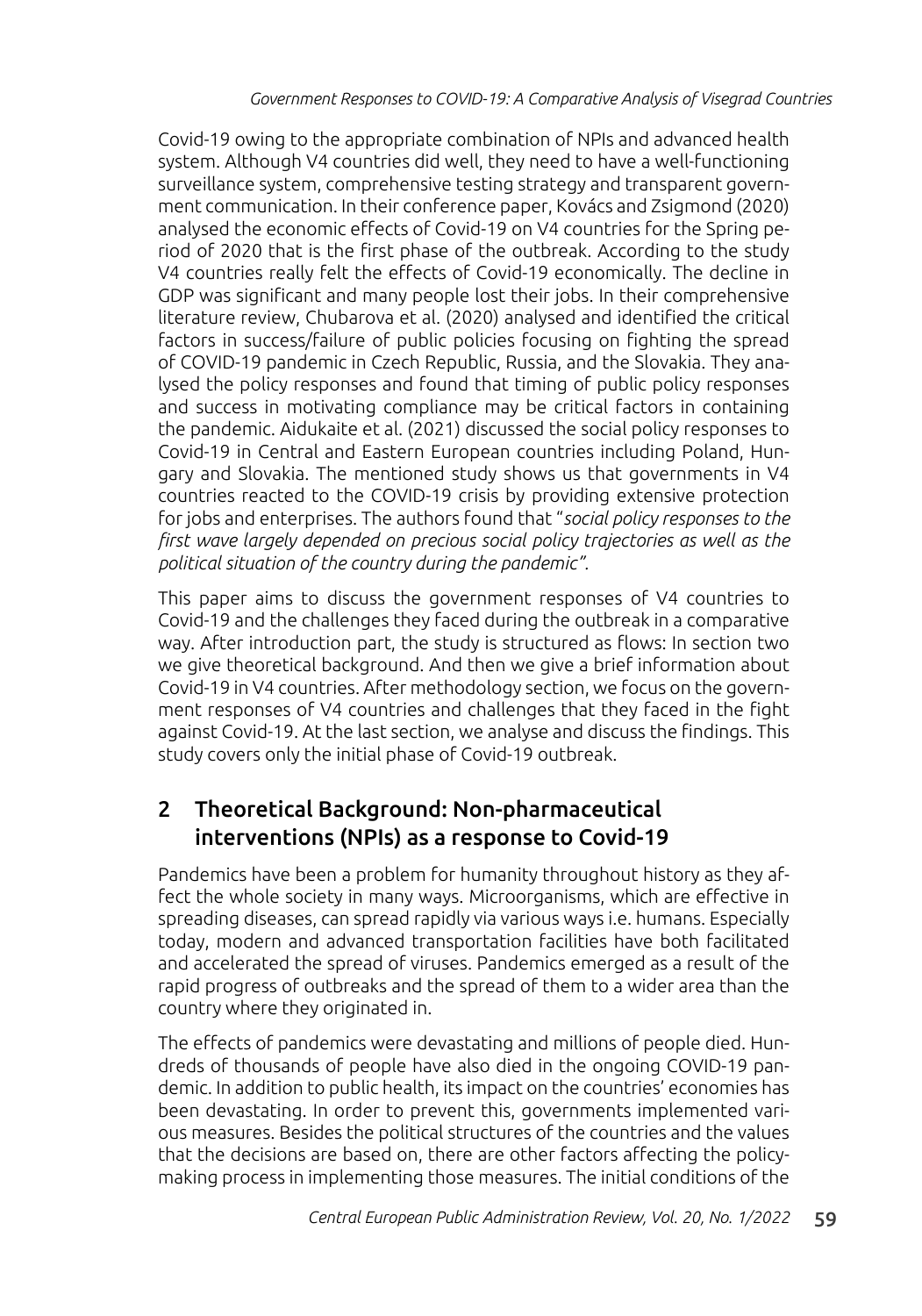Covid-19 owing to the appropriate combination of NPIs and advanced health system. Although V4 countries did well, they need to have a well-functioning surveillance system, comprehensive testing strategy and transparent government communication. In their conference paper, Kovács and Zsigmond (2020) analysed the economic effects of Covid-19 on V4 countries for the Spring period of 2020 that is the first phase of the outbreak. According to the study V4 countries really felt the effects of Covid-19 economically. The decline in GDP was significant and many people lost their jobs. In their comprehensive literature review, Chubarova et al. (2020) analysed and identified the critical factors in success/failure of public policies focusing on fighting the spread of COVID-19 pandemic in Czech Republic, Russia, and the Slovakia. They analysed the policy responses and found that timing of public policy responses and success in motivating compliance may be critical factors in containing the pandemic. Aidukaite et al. (2021) discussed the social policy responses to Covid-19 in Central and Eastern European countries including Poland, Hungary and Slovakia. The mentioned study shows us that governments in V4 countries reacted to the COVID-19 crisis by providing extensive protection for jobs and enterprises. The authors found that "*social policy responses to the first wave largely depended on precious social policy trajectories as well as the political situation of the country during the pandemic*".

This paper aims to discuss the government responses of V4 countries to Covid-19 and the challenges they faced during the outbreak in a comparative way. After introduction part, the study is structured as flows: In section two we give theoretical background. And then we give a brief information about Covid-19 in V4 countries. After methodology section, we focus on the government responses of V4 countries and challenges that they faced in the fight against Covid-19. At the last section, we analyse and discuss the findings. This study covers only the initial phase of Covid-19 outbreak.

## 2 Theoretical Background: Non-pharmaceutical interventions (NPIs) as a response to Covid-19

Pandemics have been a problem for humanity throughout history as they affect the whole society in many ways. Microorganisms, which are effective in spreading diseases, can spread rapidly via various ways i.e. humans. Especially today, modern and advanced transportation facilities have both facilitated and accelerated the spread of viruses. Pandemics emerged as a result of the rapid progress of outbreaks and the spread of them to a wider area than the country where they originated in.

The effects of pandemics were devastating and millions of people died. Hundreds of thousands of people have also died in the ongoing COVID-19 pandemic. In addition to public health, its impact on the countries' economies has been devastating. In order to prevent this, governments implemented various measures. Besides the political structures of the countries and the values that the decisions are based on, there are other factors affecting the policy-making process in implementing those measures. The initial conditions of the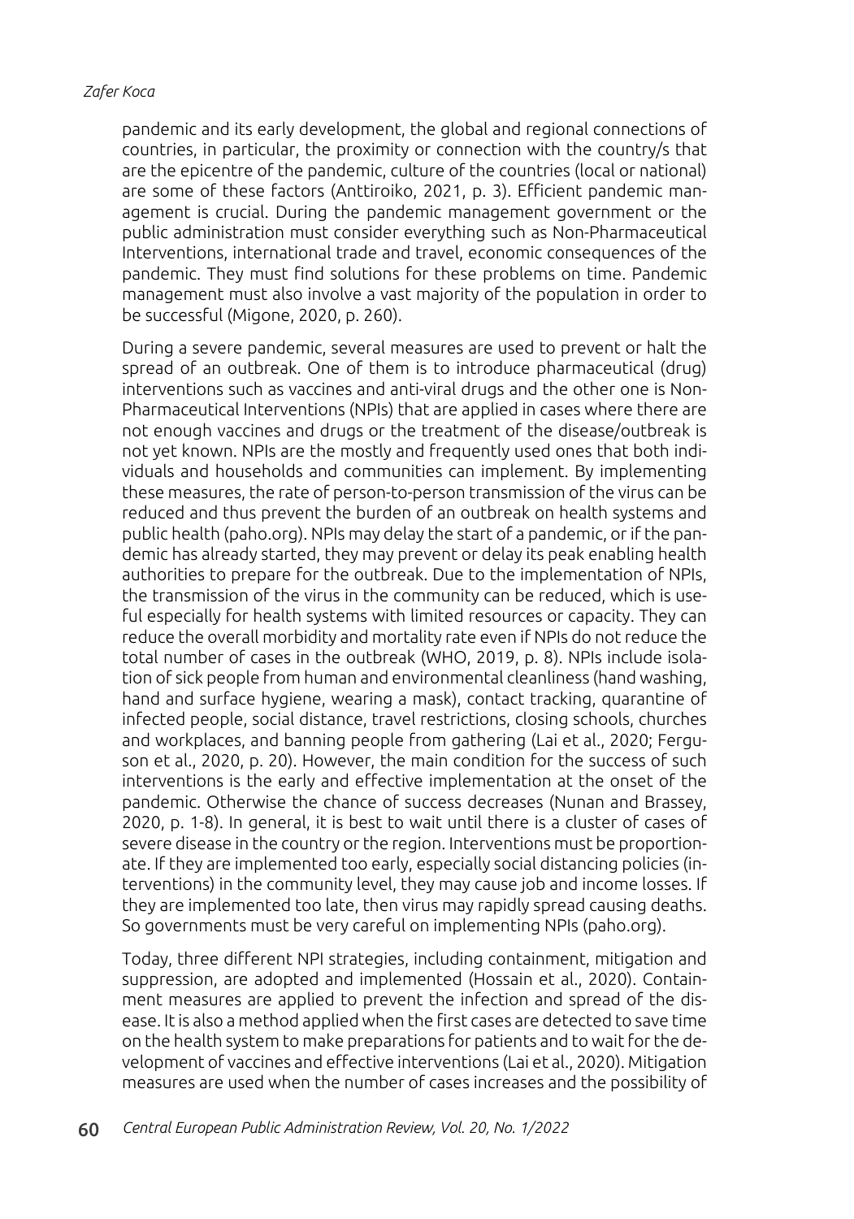pandemic and its early development, the global and regional connections of countries, in particular, the proximity or connection with the country/s that are the epicentre of the pandemic, culture of the countries (local or national) are some of these factors (Anttiroiko, 2021, p. 3). Efficient pandemic management is crucial. During the pandemic management government or the public administration must consider everything such as Non-Pharmaceutical Interventions, international trade and travel, economic consequences of the pandemic. They must find solutions for these problems on time. Pandemic management must also involve a vast majority of the population in order to be successful (Migone, 2020, p. 260).

During a severe pandemic, several measures are used to prevent or halt the spread of an outbreak. One of them is to introduce pharmaceutical (drug) interventions such as vaccines and anti-viral drugs and the other one is Non-Pharmaceutical Interventions (NPIs) that are applied in cases where there are not enough vaccines and drugs or the treatment of the disease/outbreak is not yet known. NPIs are the mostly and frequently used ones that both individuals and households and communities can implement. By implementing these measures, the rate of person-to-person transmission of the virus can be reduced and thus prevent the burden of an outbreak on health systems and public health (paho.org). NPIs may delay the start of a pandemic, or if the pandemic has already started, they may prevent or delay its peak enabling health authorities to prepare for the outbreak. Due to the implementation of NPIs, the transmission of the virus in the community can be reduced, which is useful especially for health systems with limited resources or capacity. They can reduce the overall morbidity and mortality rate even if NPIs do not reduce the total number of cases in the outbreak (WHO, 2019, p. 8). NPIs include isolation of sick people from human and environmental cleanliness (hand washing, hand and surface hygiene, wearing a mask), contact tracking, quarantine of infected people, social distance, travel restrictions, closing schools, churches and workplaces, and banning people from gathering (Lai et al., 2020; Ferguson et al., 2020, p. 20). However, the main condition for the success of such interventions is the early and effective implementation at the onset of the pandemic. Otherwise the chance of success decreases (Nunan and Brassey, 2020, p. 1-8). In general, it is best to wait until there is a cluster of cases of severe disease in the country or the region. Interventions must be proportionate. If they are implemented too early, especially social distancing policies (interventions) in the community level, they may cause job and income losses. If they are implemented too late, then virus may rapidly spread causing deaths. So governments must be very careful on implementing NPIs (paho.org).

Today, three different NPI strategies, including containment, mitigation and suppression, are adopted and implemented (Hossain et al., 2020). Containment measures are applied to prevent the infection and spread of the disease. It is also a method applied when the first cases are detected to save time on the health system to make preparations for patients and to wait for the development of vaccines and effective interventions (Lai et al., 2020). Mitigation measures are used when the number of cases increases and the possibility of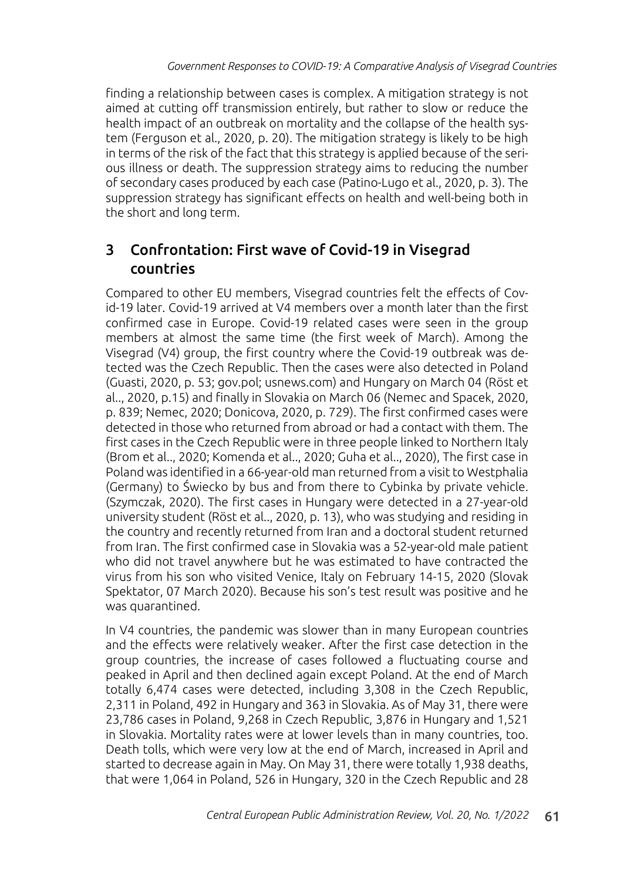finding a relationship between cases is complex. A mitigation strategy is not aimed at cutting off transmission entirely, but rather to slow or reduce the health impact of an outbreak on mortality and the collapse of the health system (Ferguson et al., 2020, p. 20). The mitigation strategy is likely to be high in terms of the risk of the fact that this strategy is applied because of the serious illness or death. The suppression strategy aims to reducing the number of secondary cases produced by each case (Patino-Lugo et al., 2020, p. 3). The suppression strategy has significant effects on health and well-being both in the short and long term.

## 3 Confrontation: First wave of Covid-19 in Visegrad countries

Compared to other EU members, Visegrad countries felt the effects of Covid-19 later. Covid-19 arrived at V4 members over a month later than the first confirmed case in Europe. Covid-19 related cases were seen in the group members at almost the same time (the first week of March). Among the Visegrad (V4) group, the first country where the Covid-19 outbreak was detected was the Czech Republic. Then the cases were also detected in Poland (Guasti, 2020, p. 53; gov.pol; usnews.com) and Hungary on March 04 (Röst et al.., 2020, p.15) and finally in Slovakia on March 06 (Nemec and Spacek, 2020, p. 839; Nemec, 2020; Donicova, 2020, p. 729). The first confirmed cases were detected in those who returned from abroad or had a contact with them. The first cases in the Czech Republic were in three people linked to Northern Italy (Brom et al.., 2020; Komenda et al.., 2020; Guha et al.., 2020), The first case in Poland was identified in a 66-year-old man returned from a visit to Westphalia (Germany) to Świecko by bus and from there to Cybinka by private vehicle. (Szymczak, 2020). The first cases in Hungary were detected in a 27-year-old university student (Röst et al.., 2020, p. 13), who was studying and residing in the country and recently returned from Iran and a doctoral student returned from Iran. The first confirmed case in Slovakia was a 52-year-old male patient who did not travel anywhere but he was estimated to have contracted the virus from his son who visited Venice, Italy on February 14-15, 2020 (Slovak Spektator, 07 March 2020). Because his son's test result was positive and he was quarantined.

In V4 countries, the pandemic was slower than in many European countries and the effects were relatively weaker. After the first case detection in the group countries, the increase of cases followed a fluctuating course and peaked in April and then declined again except Poland. At the end of March totally 6,474 cases were detected, including 3,308 in the Czech Republic, 2,311 in Poland, 492 in Hungary and 363 in Slovakia. As of May 31, there were 23,786 cases in Poland, 9,268 in Czech Republic, 3,876 in Hungary and 1,521 in Slovakia. Mortality rates were at lower levels than in many countries, too. Death tolls, which were very low at the end of March, increased in April and started to decrease again in May. On May 31, there were totally 1,938 deaths, that were 1,064 in Poland, 526 in Hungary, 320 in the Czech Republic and 28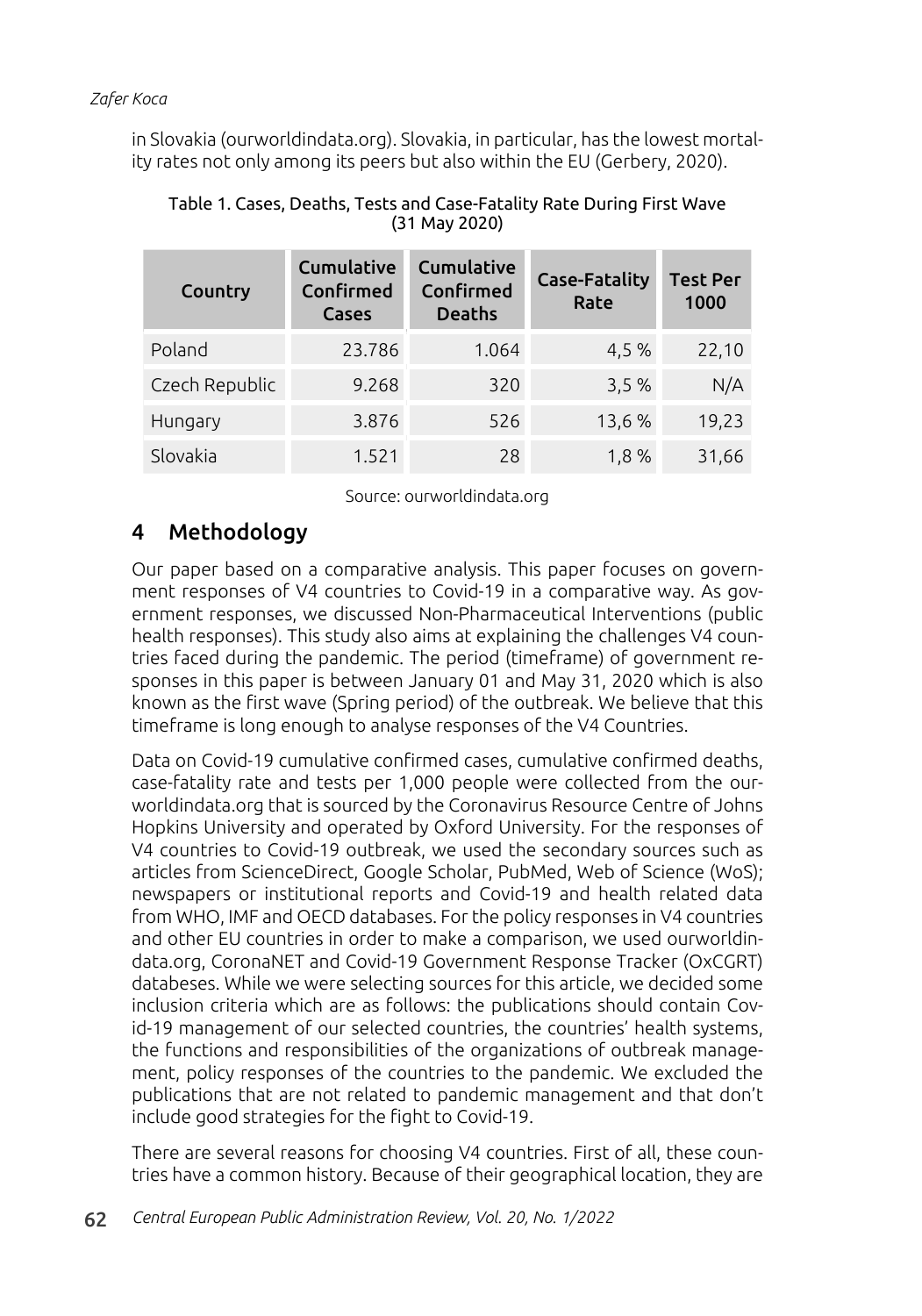in Slovakia (ourworldindata.org). Slovakia, in particular, has the lowest mortality rates not only among its peers but also within the EU (Gerbery, 2020).

Table 1. Cases, Deaths, Tests and Case-Fatality Rate During First Wave (31 May 2020)

| Country | Cumulative Confirmed Cases | Cumulative Confirmed Deaths | Case-Fatality Rate | Test Per 1000 |
|---|---|---|---|---|
| Poland | 23.786 | 1.064 | 4,5 % | 22,10 |
| Czech Republic | 9.268 | 320 | 3,5 % | N/A |
| Hungary | 3.876 | 526 | 13,6 % | 19,23 |
| Slovakia | 1.521 | 28 | 1,8 % | 31,66 |

Source: ourworldindata.org

## 4 Methodology

Our paper based on a comparative analysis. This paper focuses on government responses of V4 countries to Covid-19 in a comparative way. As government responses, we discussed Non-Pharmaceutical Interventions (public health responses). This study also aims at explaining the challenges V4 countries faced during the pandemic. The period (timeframe) of government responses in this paper is between January 01 and May 31, 2020 which is also known as the first wave (Spring period) of the outbreak. We believe that this timeframe is long enough to analyse responses of the V4 Countries.

Data on Covid-19 cumulative confirmed cases, cumulative confirmed deaths, case-fatality rate and tests per 1,000 people were collected from the ourworldindata.org that is sourced by the Coronavirus Resource Centre of Johns Hopkins University and operated by Oxford University. For the responses of V4 countries to Covid-19 outbreak, we used the secondary sources such as articles from ScienceDirect, Google Scholar, PubMed, Web of Science (WoS); newspapers or institutional reports and Covid-19 and health related data from WHO, IMF and OECD databases. For the policy responses in V4 countries and other EU countries in order to make a comparison, we used ourworldindata.org, CoronaNET and Covid-19 Government Response Tracker (OxCGRT) databeses. While we were selecting sources for this article, we decided some inclusion criteria which are as follows: the publications should contain Covid-19 management of our selected countries, the countries' health systems, the functions and responsibilities of the organizations of outbreak management, policy responses of the countries to the pandemic. We excluded the publications that are not related to pandemic management and that don't include good strategies for the fight to Covid-19.

There are several reasons for choosing V4 countries. First of all, these countries have a common history. Because of their geographical location, they are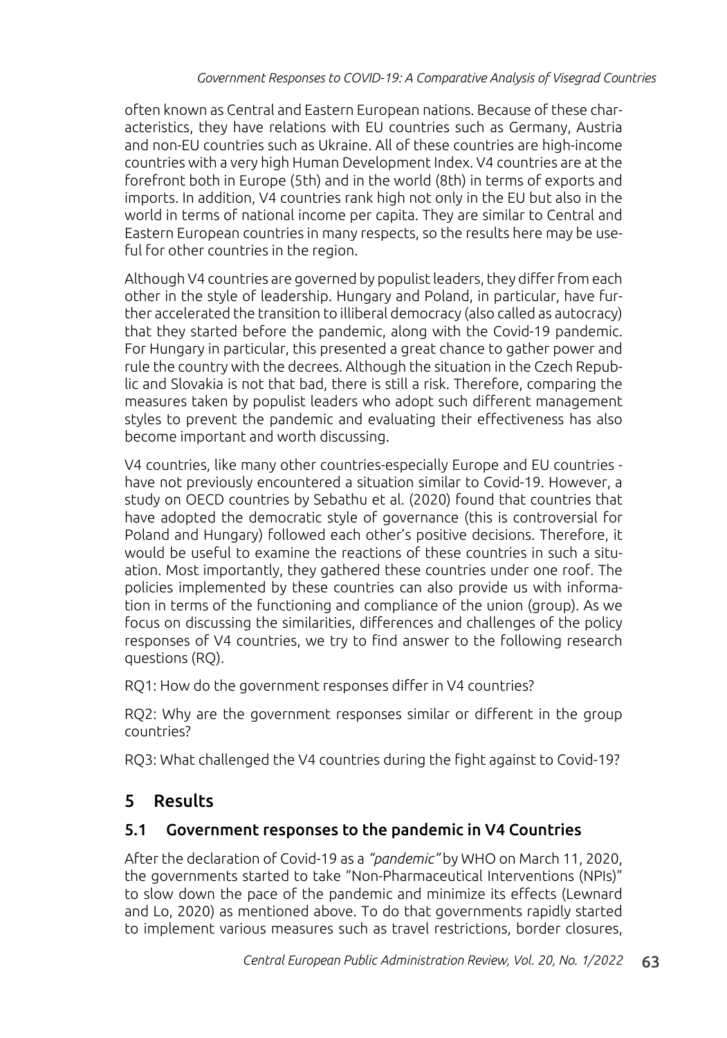often known as Central and Eastern European nations. Because of these characteristics, they have relations with EU countries such as Germany, Austria and non-EU countries such as Ukraine. All of these countries are high-income countries with a very high Human Development Index. V4 countries are at the forefront both in Europe (5th) and in the world (8th) in terms of exports and imports. In addition, V4 countries rank high not only in the EU but also in the world in terms of national income per capita. They are similar to Central and Eastern European countries in many respects, so the results here may be useful for other countries in the region.

Although V4 countries are governed by populist leaders, they differ from each other in the style of leadership. Hungary and Poland, in particular, have further accelerated the transition to illiberal democracy (also called as autocracy) that they started before the pandemic, along with the Covid-19 pandemic. For Hungary in particular, this presented a great chance to gather power and rule the country with the decrees. Although the situation in the Czech Republic and Slovakia is not that bad, there is still a risk. Therefore, comparing the measures taken by populist leaders who adopt such different management styles to prevent the pandemic and evaluating their effectiveness has also become important and worth discussing.

V4 countries, like many other countries-especially Europe and EU countries - have not previously encountered a situation similar to Covid-19. However, a study on OECD countries by Sebathu et al. (2020) found that countries that have adopted the democratic style of governance (this is controversial for Poland and Hungary) followed each other's positive decisions. Therefore, it would be useful to examine the reactions of these countries in such a situation. Most importantly, they gathered these countries under one roof. The policies implemented by these countries can also provide us with information in terms of the functioning and compliance of the union (group). As we focus on discussing the similarities, differences and challenges of the policy responses of V4 countries, we try to find answer to the following research questions (RQ).

RQ1: How do the government responses differ in V4 countries?

RQ2: Why are the government responses similar or different in the group countries?

RQ3: What challenged the V4 countries during the fight against to Covid-19?

## 5 Results

### 5.1 Government responses to the pandemic in V4 Countries

After the declaration of Covid-19 as a *"pandemic"* by WHO on March 11, 2020, the governments started to take "Non-Pharmaceutical Interventions (NPIs)" to slow down the pace of the pandemic and minimize its effects (Lewnard and Lo, 2020) as mentioned above. To do that governments rapidly started to implement various measures such as travel restrictions, border closures,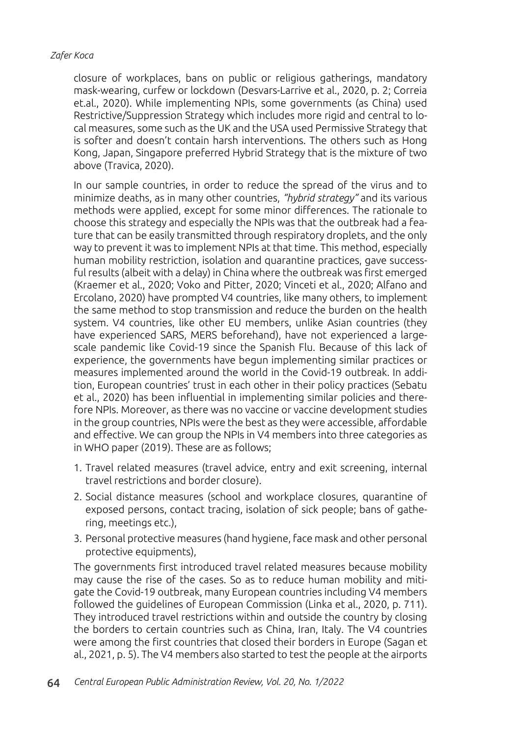closure of workplaces, bans on public or religious gatherings, mandatory mask-wearing, curfew or lockdown (Desvars-Larrive et al., 2020, p. 2; Correia et.al., 2020). While implementing NPIs, some governments (as China) used Restrictive/Suppression Strategy which includes more rigid and central to local measures, some such as the UK and the USA used Permissive Strategy that is softer and doesn't contain harsh interventions. The others such as Hong Kong, Japan, Singapore preferred Hybrid Strategy that is the mixture of two above (Travica, 2020).

In our sample countries, in order to reduce the spread of the virus and to minimize deaths, as in many other countries, *"hybrid strategy"* and its various methods were applied, except for some minor differences. The rationale to choose this strategy and especially the NPIs was that the outbreak had a feature that can be easily transmitted through respiratory droplets, and the only way to prevent it was to implement NPIs at that time. This method, especially human mobility restriction, isolation and quarantine practices, gave successful results (albeit with a delay) in China where the outbreak was first emerged (Kraemer et al., 2020; Voko and Pitter, 2020; Vinceti et al., 2020; Alfano and Ercolano, 2020) have prompted V4 countries, like many others, to implement the same method to stop transmission and reduce the burden on the health system. V4 countries, like other EU members, unlike Asian countries (they have experienced SARS, MERS beforehand), have not experienced a large-scale pandemic like Covid-19 since the Spanish Flu. Because of this lack of experience, the governments have begun implementing similar practices or measures implemented around the world in the Covid-19 outbreak. In addition, European countries' trust in each other in their policy practices (Sebatu et al., 2020) has been influential in implementing similar policies and therefore NPIs. Moreover, as there was no vaccine or vaccine development studies in the group countries, NPIs were the best as they were accessible, affordable and effective. We can group the NPIs in V4 members into three categories as in WHO paper (2019). These are as follows;

1. Travel related measures (travel advice, entry and exit screening, internal travel restrictions and border closure).
2. Social distance measures (school and workplace closures, quarantine of exposed persons, contact tracing, isolation of sick people; bans of gathering, meetings etc.),
3. Personal protective measures (hand hygiene, face mask and other personal protective equipments),

The governments first introduced travel related measures because mobility may cause the rise of the cases. So as to reduce human mobility and mitigate the Covid-19 outbreak, many European countries including V4 members followed the guidelines of European Commission (Linka et al., 2020, p. 711). They introduced travel restrictions within and outside the country by closing the borders to certain countries such as China, Iran, Italy. The V4 countries were among the first countries that closed their borders in Europe (Sagan et al., 2021, p. 5). The V4 members also started to test the people at the airports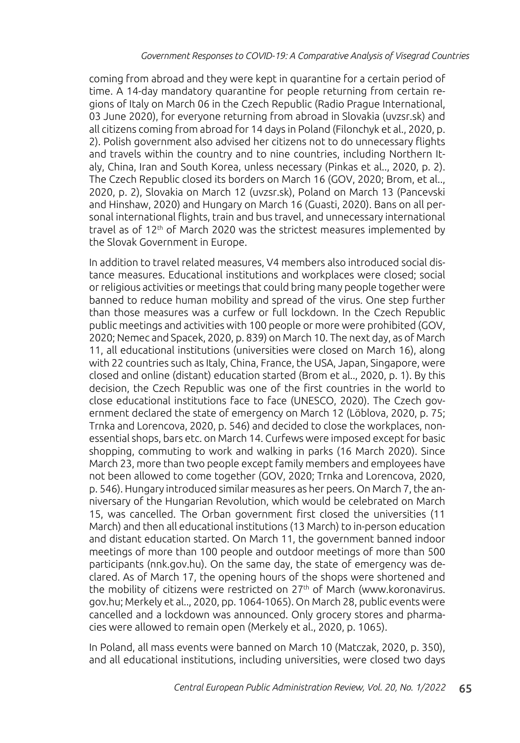coming from abroad and they were kept in quarantine for a certain period of time. A 14-day mandatory quarantine for people returning from certain regions of Italy on March 06 in the Czech Republic (Radio Prague International, 03 June 2020), for everyone returning from abroad in Slovakia (uvzsr.sk) and all citizens coming from abroad for 14 days in Poland (Filonchyk et al., 2020, p. 2). Polish government also advised her citizens not to do unnecessary flights and travels within the country and to nine countries, including Northern Italy, China, Iran and South Korea, unless necessary (Pinkas et al.., 2020, p. 2). The Czech Republic closed its borders on March 16 (GOV, 2020; Brom, et al.., 2020, p. 2), Slovakia on March 12 (uvzsr.sk), Poland on March 13 (Pancevski and Hinshaw, 2020) and Hungary on March 16 (Guasti, 2020). Bans on all personal international flights, train and bus travel, and unnecessary international travel as of 12th of March 2020 was the strictest measures implemented by the Slovak Government in Europe.

In addition to travel related measures, V4 members also introduced social distance measures. Educational institutions and workplaces were closed; social or religious activities or meetings that could bring many people together were banned to reduce human mobility and spread of the virus. One step further than those measures was a curfew or full lockdown. In the Czech Republic public meetings and activities with 100 people or more were prohibited (GOV, 2020; Nemec and Spacek, 2020, p. 839) on March 10. The next day, as of March 11, all educational institutions (universities were closed on March 16), along with 22 countries such as Italy, China, France, the USA, Japan, Singapore, were closed and online (distant) education started (Brom et al.., 2020, p. 1). By this decision, the Czech Republic was one of the first countries in the world to close educational institutions face to face (UNESCO, 2020). The Czech government declared the state of emergency on March 12 (Löblova, 2020, p. 75; Trnka and Lorencova, 2020, p. 546) and decided to close the workplaces, non-essential shops, bars etc. on March 14. Curfews were imposed except for basic shopping, commuting to work and walking in parks (16 March 2020). Since March 23, more than two people except family members and employees have not been allowed to come together (GOV, 2020; Trnka and Lorencova, 2020, p. 546). Hungary introduced similar measures as her peers. On March 7, the anniversary of the Hungarian Revolution, which would be celebrated on March 15, was cancelled. The Orban government first closed the universities (11 March) and then all educational institutions (13 March) to in-person education and distant education started. On March 11, the government banned indoor meetings of more than 100 people and outdoor meetings of more than 500 participants (nnk.gov.hu). On the same day, the state of emergency was declared. As of March 17, the opening hours of the shops were shortened and the mobility of citizens were restricted on 27th of March (www.koronavirus.gov.hu; Merkely et al.., 2020, pp. 1064-1065). On March 28, public events were cancelled and a lockdown was announced. Only grocery stores and pharmacies were allowed to remain open (Merkely et al., 2020, p. 1065).

In Poland, all mass events were banned on March 10 (Matczak, 2020, p. 350), and all educational institutions, including universities, were closed two days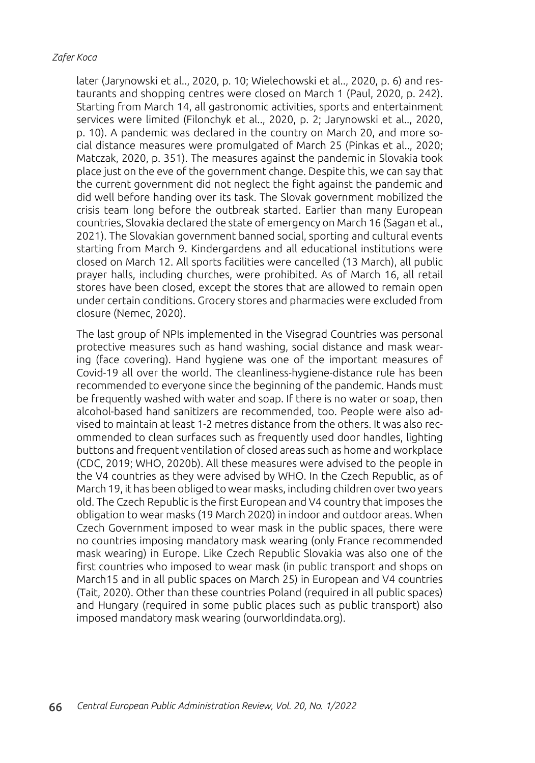later (Jarynowski et al.., 2020, p. 10; Wielechowski et al.., 2020, p. 6) and restaurants and shopping centres were closed on March 1 (Paul, 2020, p. 242). Starting from March 14, all gastronomic activities, sports and entertainment services were limited (Filonchyk et al.., 2020, p. 2; Jarynowski et al.., 2020, p. 10). A pandemic was declared in the country on March 20, and more social distance measures were promulgated of March 25 (Pinkas et al.., 2020; Matczak, 2020, p. 351). The measures against the pandemic in Slovakia took place just on the eve of the government change. Despite this, we can say that the current government did not neglect the fight against the pandemic and did well before handing over its task. The Slovak government mobilized the crisis team long before the outbreak started. Earlier than many European countries, Slovakia declared the state of emergency on March 16 (Sagan et al., 2021). The Slovakian government banned social, sporting and cultural events starting from March 9. Kindergardens and all educational institutions were closed on March 12. All sports facilities were cancelled (13 March), all public prayer halls, including churches, were prohibited. As of March 16, all retail stores have been closed, except the stores that are allowed to remain open under certain conditions. Grocery stores and pharmacies were excluded from closure (Nemec, 2020).

The last group of NPIs implemented in the Visegrad Countries was personal protective measures such as hand washing, social distance and mask wearing (face covering). Hand hygiene was one of the important measures of Covid-19 all over the world. The cleanliness-hygiene-distance rule has been recommended to everyone since the beginning of the pandemic. Hands must be frequently washed with water and soap. If there is no water or soap, then alcohol-based hand sanitizers are recommended, too. People were also advised to maintain at least 1-2 metres distance from the others. It was also recommended to clean surfaces such as frequently used door handles, lighting buttons and frequent ventilation of closed areas such as home and workplace (CDC, 2019; WHO, 2020b). All these measures were advised to the people in the V4 countries as they were advised by WHO. In the Czech Republic, as of March 19, it has been obliged to wear masks, including children over two years old. The Czech Republic is the first European and V4 country that imposes the obligation to wear masks (19 March 2020) in indoor and outdoor areas. When Czech Government imposed to wear mask in the public spaces, there were no countries imposing mandatory mask wearing (only France recommended mask wearing) in Europe. Like Czech Republic Slovakia was also one of the first countries who imposed to wear mask (in public transport and shops on March15 and in all public spaces on March 25) in European and V4 countries (Tait, 2020). Other than these countries Poland (required in all public spaces) and Hungary (required in some public places such as public transport) also imposed mandatory mask wearing (ourworldindata.org).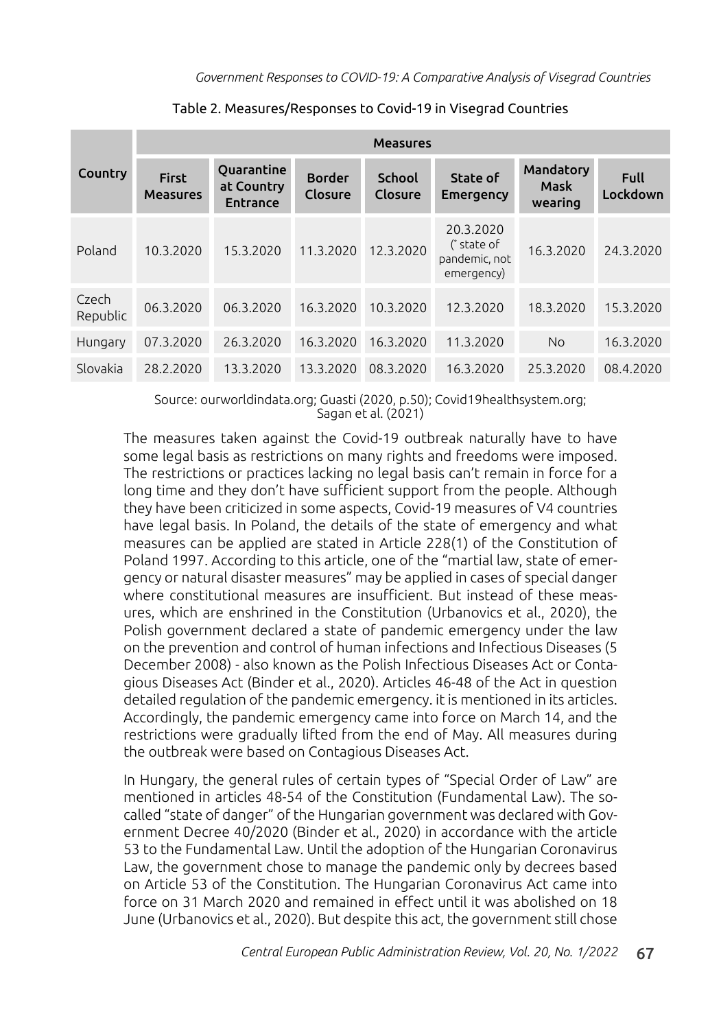Table 2. Measures/Responses to Covid-19 in Visegrad Countries

| Country | Measures | | | | | | |
|---|---|---|---|---|---|---|---|
| | First Measures | Quarantine at Country Entrance | Border Closure | School Closure | State of Emergency | Mandatory Mask wearing | Full Lockdown |
| Poland | 10.3.2020 | 15.3.2020 | 11.3.2020 | 12.3.2020 | 20.3.2020 (* state of pandemic, not emergency) | 16.3.2020 | 24.3.2020 |
| Czech Republic | 06.3.2020 | 06.3.2020 | 16.3.2020 | 10.3.2020 | 12.3.2020 | 18.3.2020 | 15.3.2020 |
| Hungary | 07.3.2020 | 26.3.2020 | 16.3.2020 | 16.3.2020 | 11.3.2020 | No | 16.3.2020 |
| Slovakia | 28.2.2020 | 13.3.2020 | 13.3.2020 | 08.3.2020 | 16.3.2020 | 25.3.2020 | 08.4.2020 |

Source: ourworldindata.org; Guasti (2020, p.50); Covid19healthsystem.org; Sagan et al. (2021)

The measures taken against the Covid-19 outbreak naturally have to have some legal basis as restrictions on many rights and freedoms were imposed. The restrictions or practices lacking no legal basis can't remain in force for a long time and they don't have sufficient support from the people. Although they have been criticized in some aspects, Covid-19 measures of V4 countries have legal basis. In Poland, the details of the state of emergency and what measures can be applied are stated in Article 228(1) of the Constitution of Poland 1997. According to this article, one of the "martial law, state of emergency or natural disaster measures" may be applied in cases of special danger where constitutional measures are insufficient. But instead of these measures, which are enshrined in the Constitution (Urbanovics et al., 2020), the Polish government declared a state of pandemic emergency under the law on the prevention and control of human infections and Infectious Diseases (5 December 2008) - also known as the Polish Infectious Diseases Act or Contagious Diseases Act (Binder et al., 2020). Articles 46-48 of the Act in question detailed regulation of the pandemic emergency. it is mentioned in its articles. Accordingly, the pandemic emergency came into force on March 14, and the restrictions were gradually lifted from the end of May. All measures during the outbreak were based on Contagious Diseases Act.

In Hungary, the general rules of certain types of "Special Order of Law" are mentioned in articles 48-54 of the Constitution (Fundamental Law). The so-called "state of danger" of the Hungarian government was declared with Government Decree 40/2020 (Binder et al., 2020) in accordance with the article 53 to the Fundamental Law. Until the adoption of the Hungarian Coronavirus Law, the government chose to manage the pandemic only by decrees based on Article 53 of the Constitution. The Hungarian Coronavirus Act came into force on 31 March 2020 and remained in effect until it was abolished on 18 June (Urbanovics et al., 2020). But despite this act, the government still chose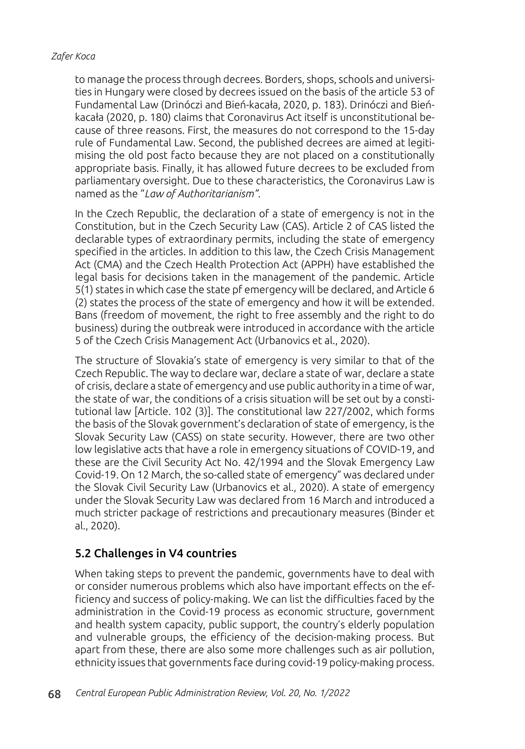to manage the process through decrees. Borders, shops, schools and universities in Hungary were closed by decrees issued on the basis of the article 53 of Fundamental Law (Drinóczi and Bień-kacała, 2020, p. 183). Drinóczi and Bień-kacała (2020, p. 180) claims that Coronavirus Act itself is unconstitutional because of three reasons. First, the measures do not correspond to the 15-day rule of Fundamental Law. Second, the published decrees are aimed at legitimising the old post facto because they are not placed on a constitutionally appropriate basis. Finally, it has allowed future decrees to be excluded from parliamentary oversight. Due to these characteristics, the Coronavirus Law is named as the "*Law of Authoritarianism"*.

In the Czech Republic, the declaration of a state of emergency is not in the Constitution, but in the Czech Security Law (CAS). Article 2 of CAS listed the declarable types of extraordinary permits, including the state of emergency specified in the articles. In addition to this law, the Czech Crisis Management Act (CMA) and the Czech Health Protection Act (APPH) have established the legal basis for decisions taken in the management of the pandemic. Article 5(1) states in which case the state pf emergency will be declared, and Article 6 (2) states the process of the state of emergency and how it will be extended. Bans (freedom of movement, the right to free assembly and the right to do business) during the outbreak were introduced in accordance with the article 5 of the Czech Crisis Management Act (Urbanovics et al., 2020).

The structure of Slovakia's state of emergency is very similar to that of the Czech Republic. The way to declare war, declare a state of war, declare a state of crisis, declare a state of emergency and use public authority in a time of war, the state of war, the conditions of a crisis situation will be set out by a constitutional law [Article. 102 (3)]. The constitutional law 227/2002, which forms the basis of the Slovak government's declaration of state of emergency, is the Slovak Security Law (CASS) on state security. However, there are two other low legislative acts that have a role in emergency situations of COVID-19, and these are the Civil Security Act No. 42/1994 and the Slovak Emergency Law Covid-19. On 12 March, the so-called state of emergency" was declared under the Slovak Civil Security Law (Urbanovics et al., 2020). A state of emergency under the Slovak Security Law was declared from 16 March and introduced a much stricter package of restrictions and precautionary measures (Binder et al., 2020).

## 5.2 Challenges in V4 countries

When taking steps to prevent the pandemic, governments have to deal with or consider numerous problems which also have important effects on the efficiency and success of policy-making. We can list the difficulties faced by the administration in the Covid-19 process as economic structure, government and health system capacity, public support, the country's elderly population and vulnerable groups, the efficiency of the decision-making process. But apart from these, there are also some more challenges such as air pollution, ethnicity issues that governments face during covid-19 policy-making process.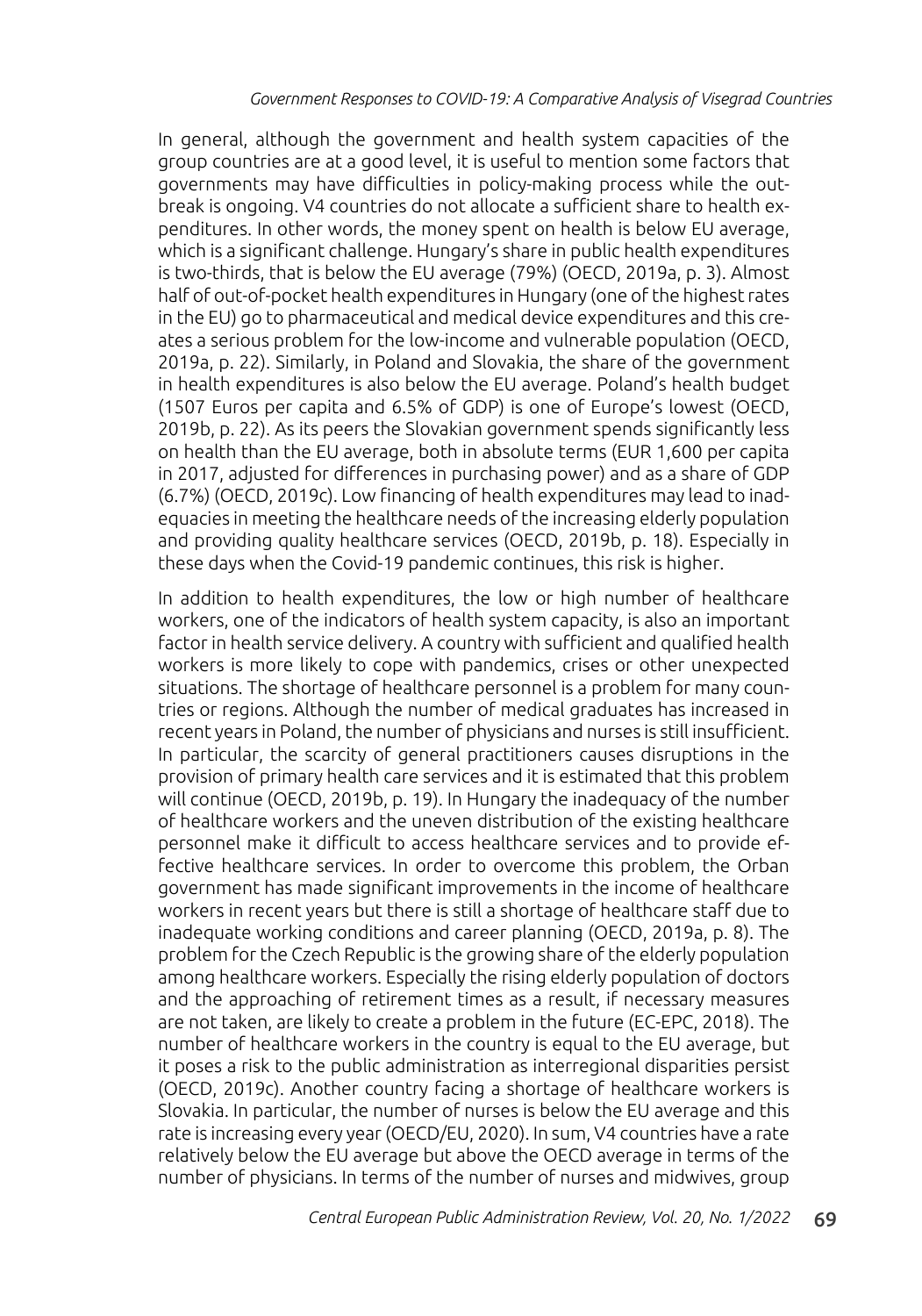In general, although the government and health system capacities of the group countries are at a good level, it is useful to mention some factors that governments may have difficulties in policy-making process while the outbreak is ongoing. V4 countries do not allocate a sufficient share to health expenditures. In other words, the money spent on health is below EU average, which is a significant challenge. Hungary's share in public health expenditures is two-thirds, that is below the EU average (79%) (OECD, 2019a, p. 3). Almost half of out-of-pocket health expenditures in Hungary (one of the highest rates in the EU) go to pharmaceutical and medical device expenditures and this creates a serious problem for the low-income and vulnerable population (OECD, 2019a, p. 22). Similarly, in Poland and Slovakia, the share of the government in health expenditures is also below the EU average. Poland's health budget (1507 Euros per capita and 6.5% of GDP) is one of Europe's lowest (OECD, 2019b, p. 22). As its peers the Slovakian government spends significantly less on health than the EU average, both in absolute terms (EUR 1,600 per capita in 2017, adjusted for differences in purchasing power) and as a share of GDP (6.7%) (OECD, 2019c). Low financing of health expenditures may lead to inadequacies in meeting the healthcare needs of the increasing elderly population and providing quality healthcare services (OECD, 2019b, p. 18). Especially in these days when the Covid-19 pandemic continues, this risk is higher.

In addition to health expenditures, the low or high number of healthcare workers, one of the indicators of health system capacity, is also an important factor in health service delivery. A country with sufficient and qualified health workers is more likely to cope with pandemics, crises or other unexpected situations. The shortage of healthcare personnel is a problem for many countries or regions. Although the number of medical graduates has increased in recent years in Poland, the number of physicians and nurses is still insufficient. In particular, the scarcity of general practitioners causes disruptions in the provision of primary health care services and it is estimated that this problem will continue (OECD, 2019b, p. 19). In Hungary the inadequacy of the number of healthcare workers and the uneven distribution of the existing healthcare personnel make it difficult to access healthcare services and to provide effective healthcare services. In order to overcome this problem, the Orban government has made significant improvements in the income of healthcare workers in recent years but there is still a shortage of healthcare staff due to inadequate working conditions and career planning (OECD, 2019a, p. 8). The problem for the Czech Republic is the growing share of the elderly population among healthcare workers. Especially the rising elderly population of doctors and the approaching of retirement times as a result, if necessary measures are not taken, are likely to create a problem in the future (EC-EPC, 2018). The number of healthcare workers in the country is equal to the EU average, but it poses a risk to the public administration as interregional disparities persist (OECD, 2019c). Another country facing a shortage of healthcare workers is Slovakia. In particular, the number of nurses is below the EU average and this rate is increasing every year (OECD/EU, 2020). In sum, V4 countries have a rate relatively below the EU average but above the OECD average in terms of the number of physicians. In terms of the number of nurses and midwives, group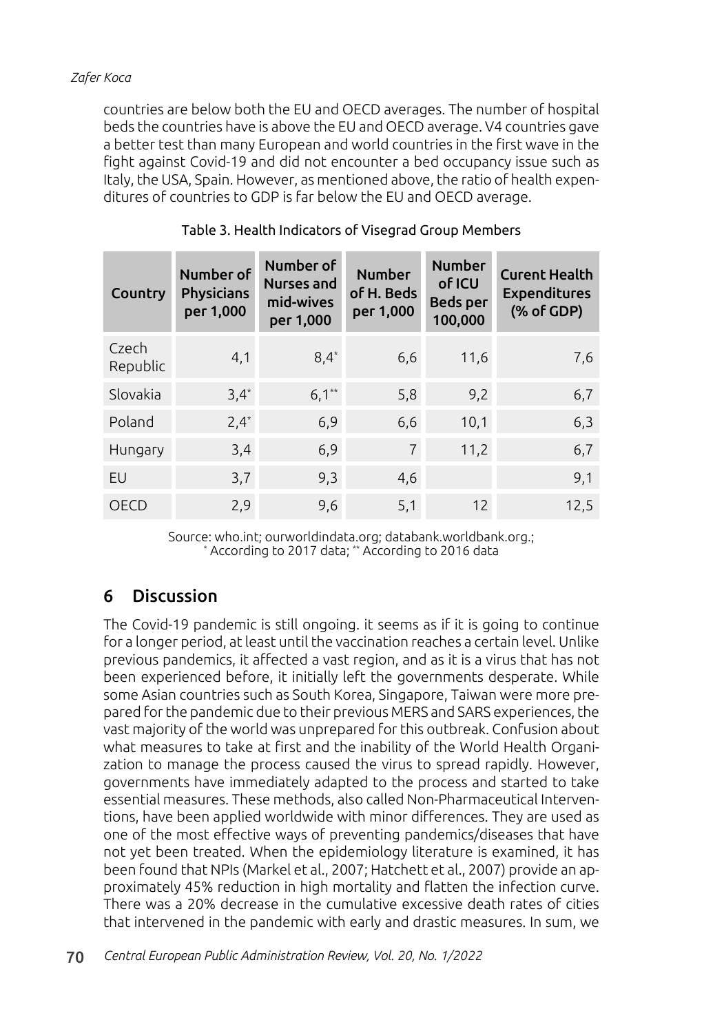countries are below both the EU and OECD averages. The number of hospital beds the countries have is above the EU and OECD average. V4 countries gave a better test than many European and world countries in the first wave in the fight against Covid-19 and did not encounter a bed occupancy issue such as Italy, the USA, Spain. However, as mentioned above, the ratio of health expenditures of countries to GDP is far below the EU and OECD average.

Table 3. Health Indicators of Visegrad Group Members

| Country | Number of Physicians per 1,000 | Number of Nurses and mid-wives per 1,000 | Number of H. Beds per 1,000 | Number of ICU Beds per 100,000 | Curent Health Expenditures (% of GDP) |
|---|---|---|---|---|---|
| Czech Republic | 4,1 | 8,4* | 6,6 | 11,6 | 7,6 |
| Slovakia | 3,4* | 6,1** | 5,8 | 9,2 | 6,7 |
| Poland | 2,4* | 6,9 | 6,6 | 10,1 | 6,3 |
| Hungary | 3,4 | 6,9 | 7 | 11,2 | 6,7 |
| EU | 3,7 | 9,3 | 4,6 | | 9,1 |
| OECD | 2,9 | 9,6 | 5,1 | 12 | 12,5 |

Source: who.int; ourworldindata.org; databank.worldbank.org.;
* According to 2017 data; ** According to 2016 data

## 6 Discussion

The Covid-19 pandemic is still ongoing. it seems as if it is going to continue for a longer period, at least until the vaccination reaches a certain level. Unlike previous pandemics, it affected a vast region, and as it is a virus that has not been experienced before, it initially left the governments desperate. While some Asian countries such as South Korea, Singapore, Taiwan were more prepared for the pandemic due to their previous MERS and SARS experiences, the vast majority of the world was unprepared for this outbreak. Confusion about what measures to take at first and the inability of the World Health Organization to manage the process caused the virus to spread rapidly. However, governments have immediately adapted to the process and started to take essential measures. These methods, also called Non-Pharmaceutical Interventions, have been applied worldwide with minor differences. They are used as one of the most effective ways of preventing pandemics/diseases that have not yet been treated. When the epidemiology literature is examined, it has been found that NPIs (Markel et al., 2007; Hatchett et al., 2007) provide an approximately 45% reduction in high mortality and flatten the infection curve. There was a 20% decrease in the cumulative excessive death rates of cities that intervened in the pandemic with early and drastic measures. In sum, we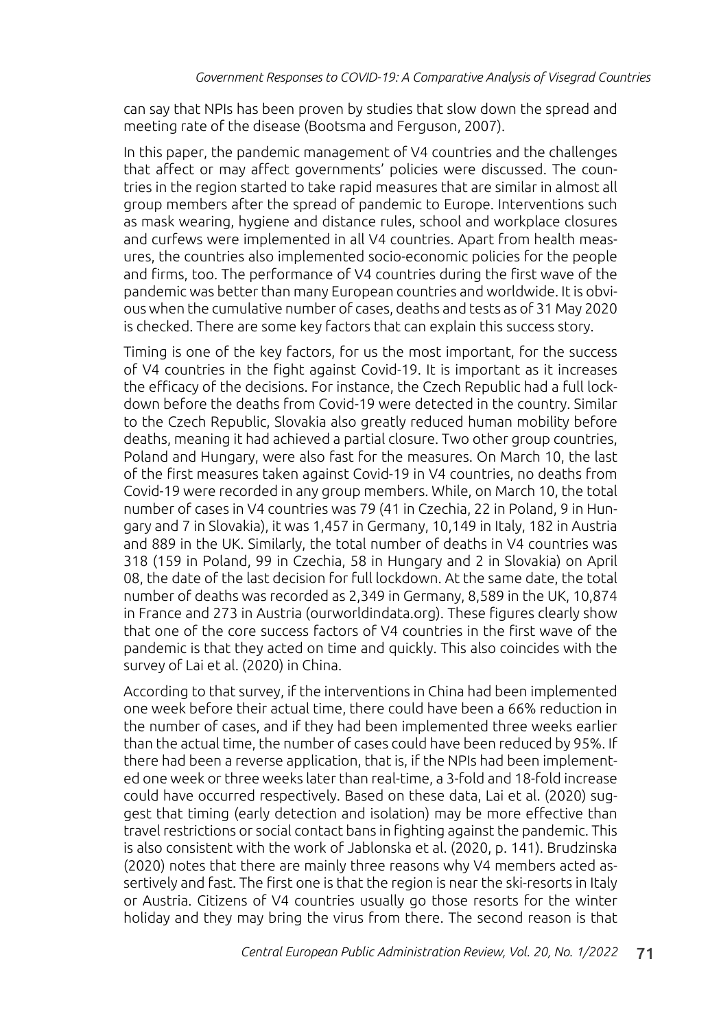can say that NPIs has been proven by studies that slow down the spread and meeting rate of the disease (Bootsma and Ferguson, 2007).

In this paper, the pandemic management of V4 countries and the challenges that affect or may affect governments' policies were discussed. The countries in the region started to take rapid measures that are similar in almost all group members after the spread of pandemic to Europe. Interventions such as mask wearing, hygiene and distance rules, school and workplace closures and curfews were implemented in all V4 countries. Apart from health measures, the countries also implemented socio-economic policies for the people and firms, too. The performance of V4 countries during the first wave of the pandemic was better than many European countries and worldwide. It is obvious when the cumulative number of cases, deaths and tests as of 31 May 2020 is checked. There are some key factors that can explain this success story.

Timing is one of the key factors, for us the most important, for the success of V4 countries in the fight against Covid-19. It is important as it increases the efficacy of the decisions. For instance, the Czech Republic had a full lockdown before the deaths from Covid-19 were detected in the country. Similar to the Czech Republic, Slovakia also greatly reduced human mobility before deaths, meaning it had achieved a partial closure. Two other group countries, Poland and Hungary, were also fast for the measures. On March 10, the last of the first measures taken against Covid-19 in V4 countries, no deaths from Covid-19 were recorded in any group members. While, on March 10, the total number of cases in V4 countries was 79 (41 in Czechia, 22 in Poland, 9 in Hungary and 7 in Slovakia), it was 1,457 in Germany, 10,149 in Italy, 182 in Austria and 889 in the UK. Similarly, the total number of deaths in V4 countries was 318 (159 in Poland, 99 in Czechia, 58 in Hungary and 2 in Slovakia) on April 08, the date of the last decision for full lockdown. At the same date, the total number of deaths was recorded as 2,349 in Germany, 8,589 in the UK, 10,874 in France and 273 in Austria (ourworldindata.org). These figures clearly show that one of the core success factors of V4 countries in the first wave of the pandemic is that they acted on time and quickly. This also coincides with the survey of Lai et al. (2020) in China.

According to that survey, if the interventions in China had been implemented one week before their actual time, there could have been a 66% reduction in the number of cases, and if they had been implemented three weeks earlier than the actual time, the number of cases could have been reduced by 95%. If there had been a reverse application, that is, if the NPIs had been implemented one week or three weeks later than real-time, a 3-fold and 18-fold increase could have occurred respectively. Based on these data, Lai et al. (2020) suggest that timing (early detection and isolation) may be more effective than travel restrictions or social contact bans in fighting against the pandemic. This is also consistent with the work of Jablonska et al. (2020, p. 141). Brudzinska (2020) notes that there are mainly three reasons why V4 members acted assertively and fast. The first one is that the region is near the ski-resorts in Italy or Austria. Citizens of V4 countries usually go those resorts for the winter holiday and they may bring the virus from there. The second reason is that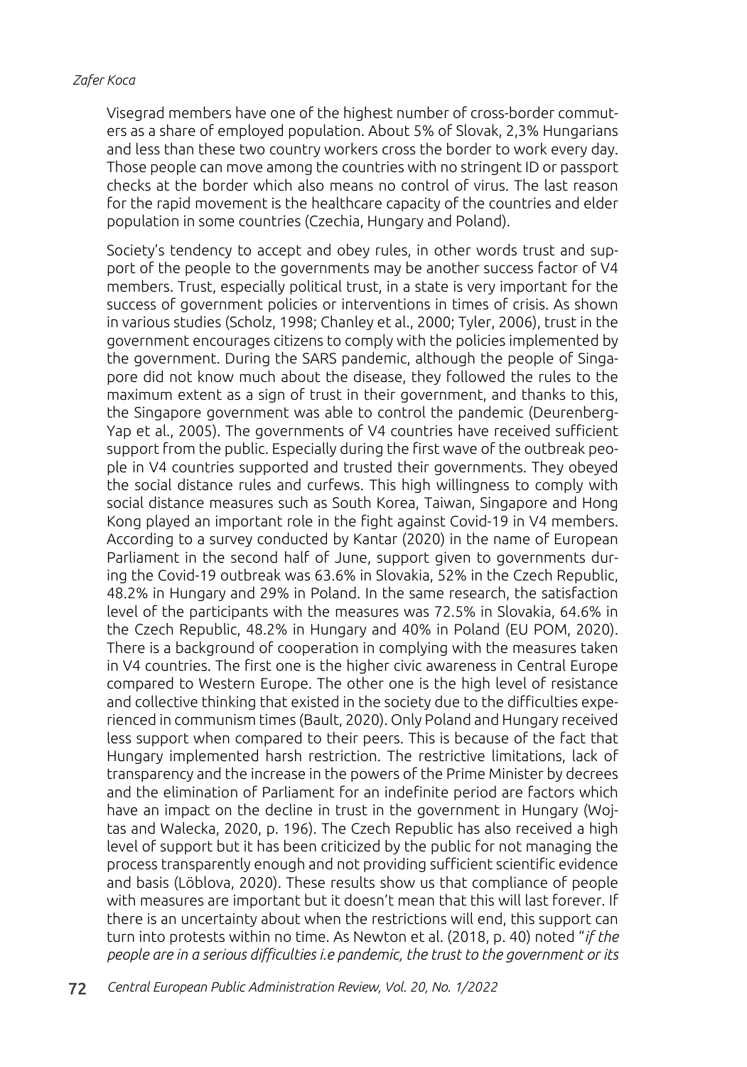Visegrad members have one of the highest number of cross-border commuters as a share of employed population. About 5% of Slovak, 2,3% Hungarians and less than these two country workers cross the border to work every day. Those people can move among the countries with no stringent ID or passport checks at the border which also means no control of virus. The last reason for the rapid movement is the healthcare capacity of the countries and elder population in some countries (Czechia, Hungary and Poland).

Society's tendency to accept and obey rules, in other words trust and support of the people to the governments may be another success factor of V4 members. Trust, especially political trust, in a state is very important for the success of government policies or interventions in times of crisis. As shown in various studies (Scholz, 1998; Chanley et al., 2000; Tyler, 2006), trust in the government encourages citizens to comply with the policies implemented by the government. During the SARS pandemic, although the people of Singapore did not know much about the disease, they followed the rules to the maximum extent as a sign of trust in their government, and thanks to this, the Singapore government was able to control the pandemic (Deurenberg-Yap et al., 2005). The governments of V4 countries have received sufficient support from the public. Especially during the first wave of the outbreak people in V4 countries supported and trusted their governments. They obeyed the social distance rules and curfews. This high willingness to comply with social distance measures such as South Korea, Taiwan, Singapore and Hong Kong played an important role in the fight against Covid-19 in V4 members. According to a survey conducted by Kantar (2020) in the name of European Parliament in the second half of June, support given to governments during the Covid-19 outbreak was 63.6% in Slovakia, 52% in the Czech Republic, 48.2% in Hungary and 29% in Poland. In the same research, the satisfaction level of the participants with the measures was 72.5% in Slovakia, 64.6% in the Czech Republic, 48.2% in Hungary and 40% in Poland (EU POM, 2020). There is a background of cooperation in complying with the measures taken in V4 countries. The first one is the higher civic awareness in Central Europe compared to Western Europe. The other one is the high level of resistance and collective thinking that existed in the society due to the difficulties experienced in communism times (Bault, 2020). Only Poland and Hungary received less support when compared to their peers. This is because of the fact that Hungary implemented harsh restriction. The restrictive limitations, lack of transparency and the increase in the powers of the Prime Minister by decrees and the elimination of Parliament for an indefinite period are factors which have an impact on the decline in trust in the government in Hungary (Wojtas and Walecka, 2020, p. 196). The Czech Republic has also received a high level of support but it has been criticized by the public for not managing the process transparently enough and not providing sufficient scientific evidence and basis (Löblova, 2020). These results show us that compliance of people with measures are important but it doesn't mean that this will last forever. If there is an uncertainty about when the restrictions will end, this support can turn into protests within no time. As Newton et al. (2018, p. 40) noted "*if the people are in a serious difficulties i.e pandemic, the trust to the government or its*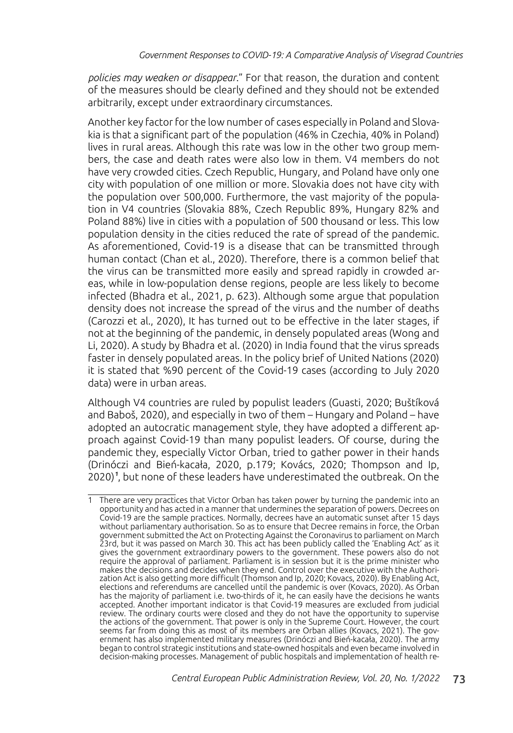*policies may weaken or disappear*." For that reason, the duration and content of the measures should be clearly defined and they should not be extended arbitrarily, except under extraordinary circumstances.

Another key factor for the low number of cases especially in Poland and Slovakia is that a significant part of the population (46% in Czechia, 40% in Poland) lives in rural areas. Although this rate was low in the other two group members, the case and death rates were also low in them. V4 members do not have very crowded cities. Czech Republic, Hungary, and Poland have only one city with population of one million or more. Slovakia does not have city with the population over 500,000. Furthermore, the vast majority of the population in V4 countries (Slovakia 88%, Czech Republic 89%, Hungary 82% and Poland 88%) live in cities with a population of 500 thousand or less. This low population density in the cities reduced the rate of spread of the pandemic. As aforementioned, Covid-19 is a disease that can be transmitted through human contact (Chan et al., 2020). Therefore, there is a common belief that the virus can be transmitted more easily and spread rapidly in crowded areas, while in low-population dense regions, people are less likely to become infected (Bhadra et al., 2021, p. 623). Although some argue that population density does not increase the spread of the virus and the number of deaths (Carozzi et al., 2020), It has turned out to be effective in the later stages, if not at the beginning of the pandemic, in densely populated areas (Wong and Li, 2020). A study by Bhadra et al. (2020) in India found that the virus spreads faster in densely populated areas. In the policy brief of United Nations (2020) it is stated that %90 percent of the Covid-19 cases (according to July 2020 data) were in urban areas.

Although V4 countries are ruled by populist leaders (Guasti, 2020; Buštíková and Baboš, 2020), and especially in two of them – Hungary and Poland – have adopted an autocratic management style, they have adopted a different approach against Covid-19 than many populist leaders. Of course, during the pandemic they, especially Victor Orban, tried to gather power in their hands (Drinóczi and Bień-kacała, 2020, p.179; Kovács, 2020; Thompson and Ip, 2020)[1], but none of these leaders have underestimated the outbreak. On the

---

[1] There are very practices that Victor Orban has taken power by turning the pandemic into an opportunity and has acted in a manner that undermines the separation of powers. Decrees on Covid-19 are the sample practices. Normally, decrees have an automatic sunset after 15 days without parliamentary authorisation. So as to ensure that Decree remains in force, the Orban government submitted the Act on Protecting Against the Coronavirus to parliament on March 23rd, but it was passed on March 30. This act has been publicly called the 'Enabling Act' as it gives the government extraordinary powers to the government. These powers also do not require the approval of parliament. Parliament is in session but it is the prime minister who makes the decisions and decides when they end. Control over the executive with the Authorization Act is also getting more difficult (Thomson and Ip, 2020; Kovacs, 2020). By Enabling Act, elections and referendums are cancelled until the pandemic is over (Kovacs, 2020). As Orban has the majority of parliament i.e. two-thirds of it, he can easily have the decisions he wants accepted. Another important indicator is that Covid-19 measures are excluded from judicial review. The ordinary courts were closed and they do not have the opportunity to supervise the actions of the government. That power is only in the Supreme Court. However, the court seems far from doing this as most of its members are Orban allies (Kovacs, 2021). The government has also implemented military measures (Drinóczi and Bień-kacała, 2020). The army began to control strategic institutions and state-owned hospitals and even became involved in decision-making processes. Management of public hospitals and implementation of health re-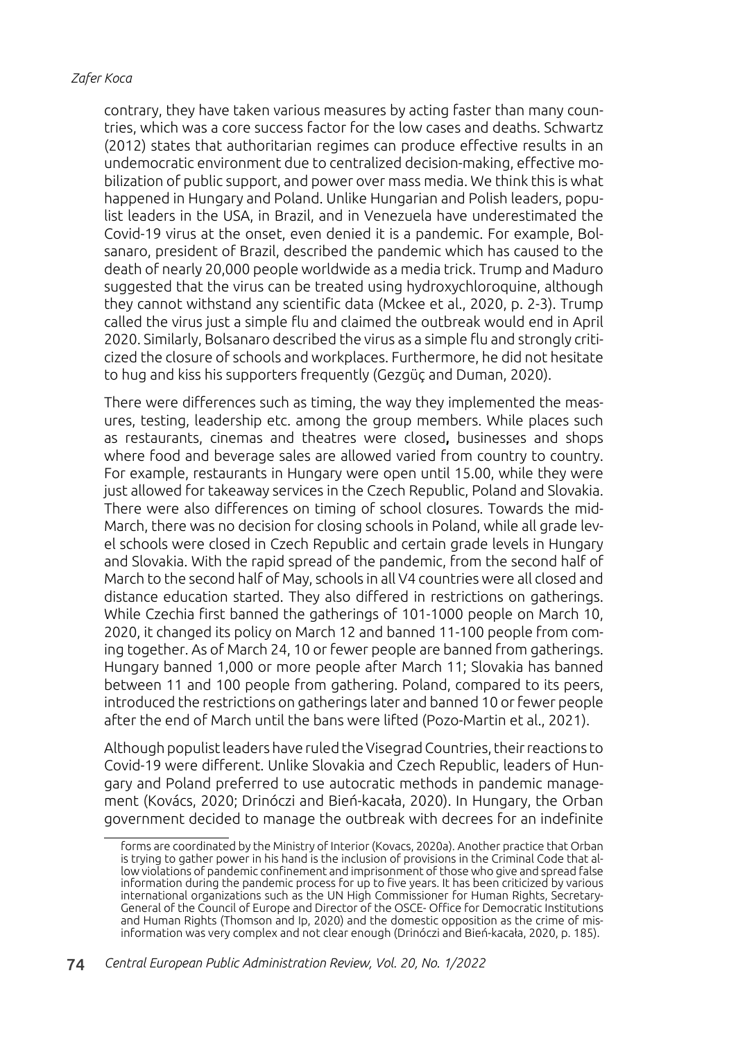contrary, they have taken various measures by acting faster than many countries, which was a core success factor for the low cases and deaths. Schwartz (2012) states that authoritarian regimes can produce effective results in an undemocratic environment due to centralized decision-making, effective mobilization of public support, and power over mass media. We think this is what happened in Hungary and Poland. Unlike Hungarian and Polish leaders, populist leaders in the USA, in Brazil, and in Venezuela have underestimated the Covid-19 virus at the onset, even denied it is a pandemic. For example, Bolsanaro, president of Brazil, described the pandemic which has caused to the death of nearly 20,000 people worldwide as a media trick. Trump and Maduro suggested that the virus can be treated using hydroxychloroquine, although they cannot withstand any scientific data (Mckee et al., 2020, p. 2-3). Trump called the virus just a simple flu and claimed the outbreak would end in April 2020. Similarly, Bolsanaro described the virus as a simple flu and strongly criticized the closure of schools and workplaces. Furthermore, he did not hesitate to hug and kiss his supporters frequently (Gezgüç and Duman, 2020).

There were differences such as timing, the way they implemented the measures, testing, leadership etc. among the group members. While places such as restaurants, cinemas and theatres were closed**,** businesses and shops where food and beverage sales are allowed varied from country to country. For example, restaurants in Hungary were open until 15.00, while they were just allowed for takeaway services in the Czech Republic, Poland and Slovakia. There were also differences on timing of school closures. Towards the mid-March, there was no decision for closing schools in Poland, while all grade level schools were closed in Czech Republic and certain grade levels in Hungary and Slovakia. With the rapid spread of the pandemic, from the second half of March to the second half of May, schools in all V4 countries were all closed and distance education started. They also differed in restrictions on gatherings. While Czechia first banned the gatherings of 101-1000 people on March 10, 2020, it changed its policy on March 12 and banned 11-100 people from coming together. As of March 24, 10 or fewer people are banned from gatherings. Hungary banned 1,000 or more people after March 11; Slovakia has banned between 11 and 100 people from gathering. Poland, compared to its peers, introduced the restrictions on gatherings later and banned 10 or fewer people after the end of March until the bans were lifted (Pozo-Martin et al., 2021).

Although populist leaders have ruled the Visegrad Countries, their reactions to Covid-19 were different. Unlike Slovakia and Czech Republic, leaders of Hungary and Poland preferred to use autocratic methods in pandemic management (Kovács, 2020; Drinóczi and Bień-kacała, 2020). In Hungary, the Orban government decided to manage the outbreak with decrees for an indefinite

forms are coordinated by the Ministry of Interior (Kovacs, 2020a). Another practice that Orban is trying to gather power in his hand is the inclusion of provisions in the Criminal Code that allow violations of pandemic confinement and imprisonment of those who give and spread false information during the pandemic process for up to five years. It has been criticized by various international organizations such as the UN High Commissioner for Human Rights, Secretary-General of the Council of Europe and Director of the OSCE- Office for Democratic Institutions and Human Rights (Thomson and Ip, 2020) and the domestic opposition as the crime of misinformation was very complex and not clear enough (Drinóczi and Bień-kacała, 2020, p. 185).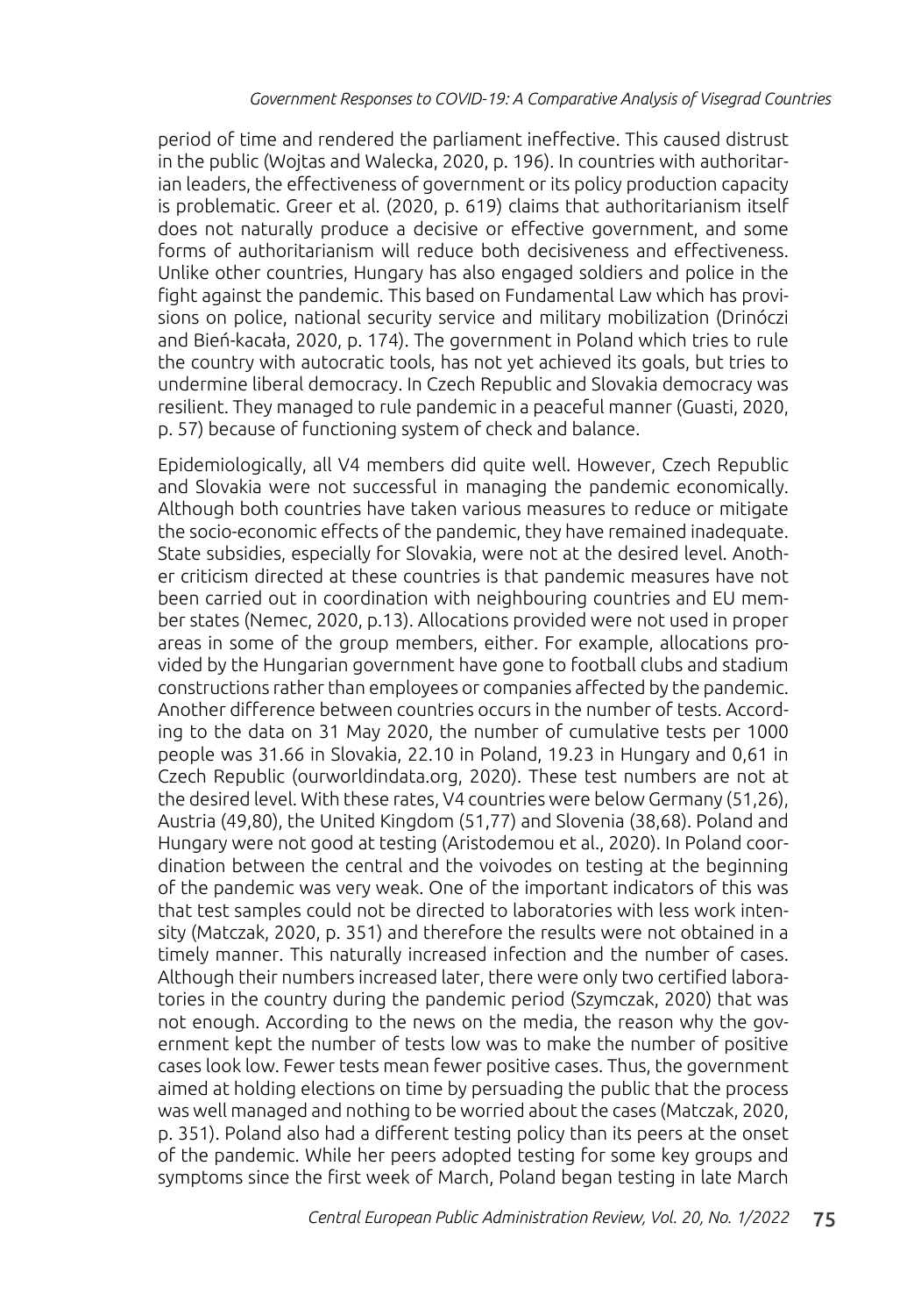period of time and rendered the parliament ineffective. This caused distrust in the public (Wojtas and Walecka, 2020, p. 196). In countries with authoritarian leaders, the effectiveness of government or its policy production capacity is problematic. Greer et al. (2020, p. 619) claims that authoritarianism itself does not naturally produce a decisive or effective government, and some forms of authoritarianism will reduce both decisiveness and effectiveness. Unlike other countries, Hungary has also engaged soldiers and police in the fight against the pandemic. This based on Fundamental Law which has provisions on police, national security service and military mobilization (Drinóczi and Bień-kacała, 2020, p. 174). The government in Poland which tries to rule the country with autocratic tools, has not yet achieved its goals, but tries to undermine liberal democracy. In Czech Republic and Slovakia democracy was resilient. They managed to rule pandemic in a peaceful manner (Guasti, 2020, p. 57) because of functioning system of check and balance.

Epidemiologically, all V4 members did quite well. However, Czech Republic and Slovakia were not successful in managing the pandemic economically. Although both countries have taken various measures to reduce or mitigate the socio-economic effects of the pandemic, they have remained inadequate. State subsidies, especially for Slovakia, were not at the desired level. Another criticism directed at these countries is that pandemic measures have not been carried out in coordination with neighbouring countries and EU member states (Nemec, 2020, p.13). Allocations provided were not used in proper areas in some of the group members, either. For example, allocations provided by the Hungarian government have gone to football clubs and stadium constructions rather than employees or companies affected by the pandemic. Another difference between countries occurs in the number of tests. According to the data on 31 May 2020, the number of cumulative tests per 1000 people was 31.66 in Slovakia, 22.10 in Poland, 19.23 in Hungary and 0,61 in Czech Republic (ourworldindata.org, 2020). These test numbers are not at the desired level. With these rates, V4 countries were below Germany (51,26), Austria (49,80), the United Kingdom (51,77) and Slovenia (38,68). Poland and Hungary were not good at testing (Aristodemou et al., 2020). In Poland coordination between the central and the voivodes on testing at the beginning of the pandemic was very weak. One of the important indicators of this was that test samples could not be directed to laboratories with less work intensity (Matczak, 2020, p. 351) and therefore the results were not obtained in a timely manner. This naturally increased infection and the number of cases. Although their numbers increased later, there were only two certified laboratories in the country during the pandemic period (Szymczak, 2020) that was not enough. According to the news on the media, the reason why the government kept the number of tests low was to make the number of positive cases look low. Fewer tests mean fewer positive cases. Thus, the government aimed at holding elections on time by persuading the public that the process was well managed and nothing to be worried about the cases (Matczak, 2020, p. 351). Poland also had a different testing policy than its peers at the onset of the pandemic. While her peers adopted testing for some key groups and symptoms since the first week of March, Poland began testing in late March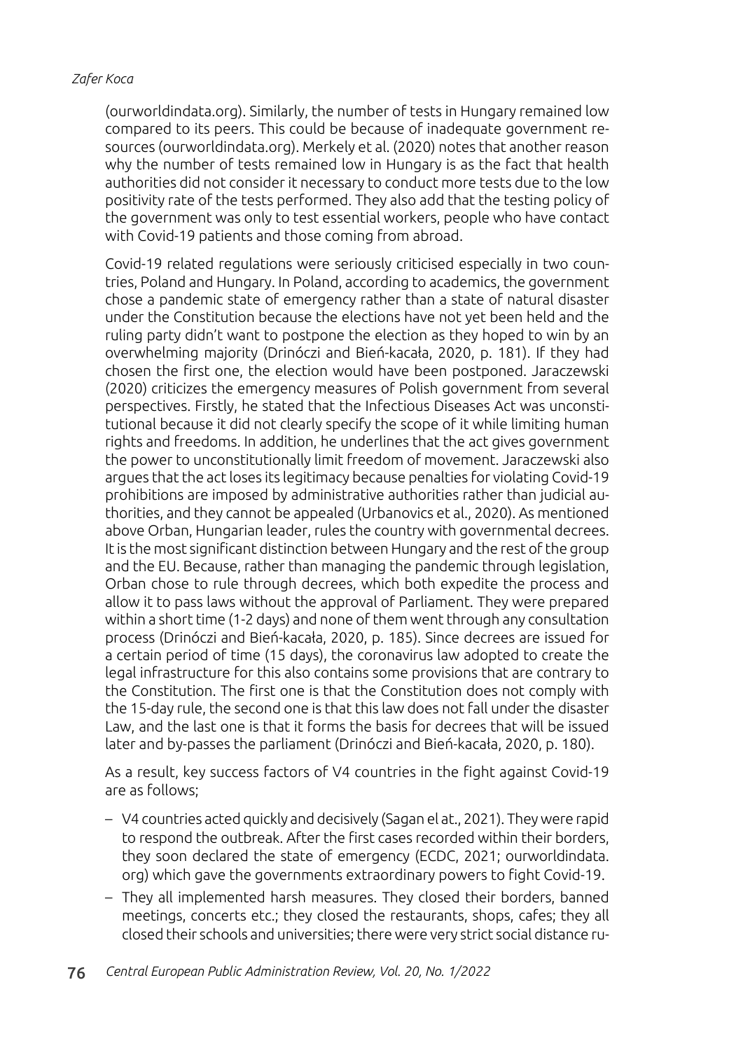(ourworldindata.org). Similarly, the number of tests in Hungary remained low compared to its peers. This could be because of inadequate government resources (ourworldindata.org). Merkely et al. (2020) notes that another reason why the number of tests remained low in Hungary is as the fact that health authorities did not consider it necessary to conduct more tests due to the low positivity rate of the tests performed. They also add that the testing policy of the government was only to test essential workers, people who have contact with Covid-19 patients and those coming from abroad.

Covid-19 related regulations were seriously criticised especially in two countries, Poland and Hungary. In Poland, according to academics, the government chose a pandemic state of emergency rather than a state of natural disaster under the Constitution because the elections have not yet been held and the ruling party didn't want to postpone the election as they hoped to win by an overwhelming majority (Drinóczi and Bień-kacała, 2020, p. 181). If they had chosen the first one, the election would have been postponed. Jaraczewski (2020) criticizes the emergency measures of Polish government from several perspectives. Firstly, he stated that the Infectious Diseases Act was unconstitutional because it did not clearly specify the scope of it while limiting human rights and freedoms. In addition, he underlines that the act gives government the power to unconstitutionally limit freedom of movement. Jaraczewski also argues that the act loses its legitimacy because penalties for violating Covid-19 prohibitions are imposed by administrative authorities rather than judicial authorities, and they cannot be appealed (Urbanovics et al., 2020). As mentioned above Orban, Hungarian leader, rules the country with governmental decrees. It is the most significant distinction between Hungary and the rest of the group and the EU. Because, rather than managing the pandemic through legislation, Orban chose to rule through decrees, which both expedite the process and allow it to pass laws without the approval of Parliament. They were prepared within a short time (1-2 days) and none of them went through any consultation process (Drinóczi and Bień-kacała, 2020, p. 185). Since decrees are issued for a certain period of time (15 days), the coronavirus law adopted to create the legal infrastructure for this also contains some provisions that are contrary to the Constitution. The first one is that the Constitution does not comply with the 15-day rule, the second one is that this law does not fall under the disaster Law, and the last one is that it forms the basis for decrees that will be issued later and by-passes the parliament (Drinóczi and Bień-kacała, 2020, p. 180).

As a result, key success factors of V4 countries in the fight against Covid-19 are as follows;

- V4 countries acted quickly and decisively (Sagan el at., 2021). They were rapid to respond the outbreak. After the first cases recorded within their borders, they soon declared the state of emergency (ECDC, 2021; ourworldindata.org) which gave the governments extraordinary powers to fight Covid-19.
- They all implemented harsh measures. They closed their borders, banned meetings, concerts etc.; they closed the restaurants, shops, cafes; they all closed their schools and universities; there were very strict social distance ru-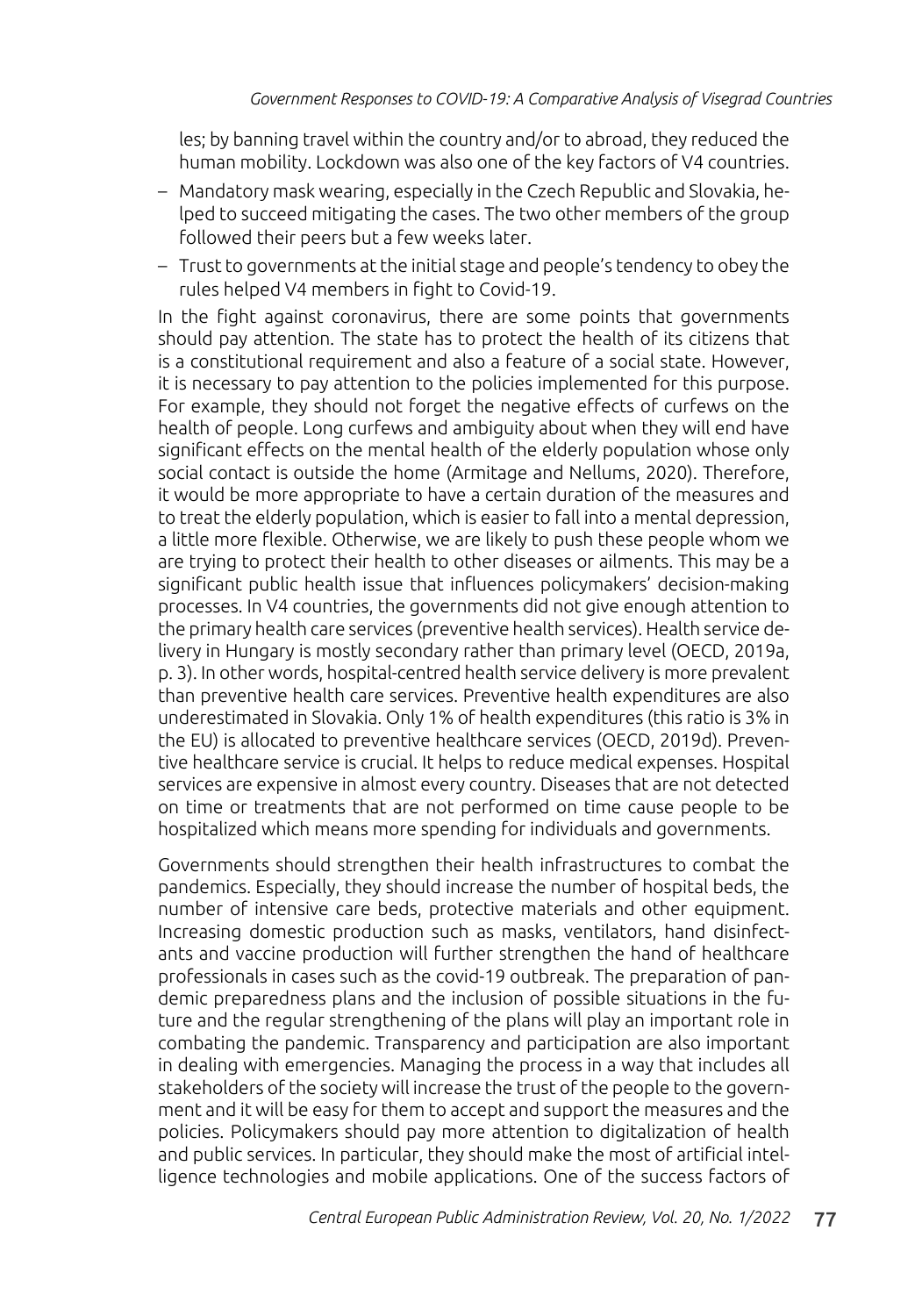les; by banning travel within the country and/or to abroad, they reduced the human mobility. Lockdown was also one of the key factors of V4 countries.

- Mandatory mask wearing, especially in the Czech Republic and Slovakia, helped to succeed mitigating the cases. The two other members of the group followed their peers but a few weeks later.
- Trust to governments at the initial stage and people's tendency to obey the rules helped V4 members in fight to Covid-19.

In the fight against coronavirus, there are some points that governments should pay attention. The state has to protect the health of its citizens that is a constitutional requirement and also a feature of a social state. However, it is necessary to pay attention to the policies implemented for this purpose. For example, they should not forget the negative effects of curfews on the health of people. Long curfews and ambiguity about when they will end have significant effects on the mental health of the elderly population whose only social contact is outside the home (Armitage and Nellums, 2020). Therefore, it would be more appropriate to have a certain duration of the measures and to treat the elderly population, which is easier to fall into a mental depression, a little more flexible. Otherwise, we are likely to push these people whom we are trying to protect their health to other diseases or ailments. This may be a significant public health issue that influences policymakers' decision-making processes. In V4 countries, the governments did not give enough attention to the primary health care services (preventive health services). Health service delivery in Hungary is mostly secondary rather than primary level (OECD, 2019a, p. 3). In other words, hospital-centred health service delivery is more prevalent than preventive health care services. Preventive health expenditures are also underestimated in Slovakia. Only 1% of health expenditures (this ratio is 3% in the EU) is allocated to preventive healthcare services (OECD, 2019d). Preventive healthcare service is crucial. It helps to reduce medical expenses. Hospital services are expensive in almost every country. Diseases that are not detected on time or treatments that are not performed on time cause people to be hospitalized which means more spending for individuals and governments.

Governments should strengthen their health infrastructures to combat the pandemics. Especially, they should increase the number of hospital beds, the number of intensive care beds, protective materials and other equipment. Increasing domestic production such as masks, ventilators, hand disinfectants and vaccine production will further strengthen the hand of healthcare professionals in cases such as the covid-19 outbreak. The preparation of pandemic preparedness plans and the inclusion of possible situations in the future and the regular strengthening of the plans will play an important role in combating the pandemic. Transparency and participation are also important in dealing with emergencies. Managing the process in a way that includes all stakeholders of the society will increase the trust of the people to the government and it will be easy for them to accept and support the measures and the policies. Policymakers should pay more attention to digitalization of health and public services. In particular, they should make the most of artificial intelligence technologies and mobile applications. One of the success factors of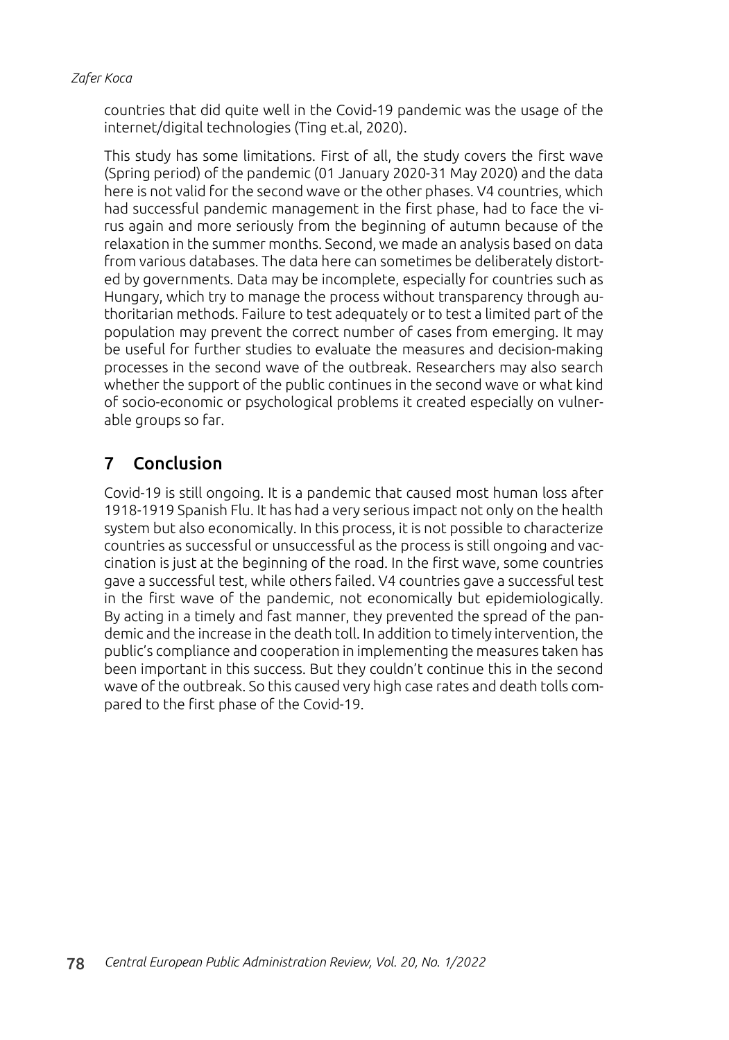countries that did quite well in the Covid-19 pandemic was the usage of the internet/digital technologies (Ting et.al, 2020).

This study has some limitations. First of all, the study covers the first wave (Spring period) of the pandemic (01 January 2020-31 May 2020) and the data here is not valid for the second wave or the other phases. V4 countries, which had successful pandemic management in the first phase, had to face the virus again and more seriously from the beginning of autumn because of the relaxation in the summer months. Second, we made an analysis based on data from various databases. The data here can sometimes be deliberately distorted by governments. Data may be incomplete, especially for countries such as Hungary, which try to manage the process without transparency through authoritarian methods. Failure to test adequately or to test a limited part of the population may prevent the correct number of cases from emerging. It may be useful for further studies to evaluate the measures and decision-making processes in the second wave of the outbreak. Researchers may also search whether the support of the public continues in the second wave or what kind of socio-economic or psychological problems it created especially on vulnerable groups so far.

## 7 Conclusion

Covid-19 is still ongoing. It is a pandemic that caused most human loss after 1918-1919 Spanish Flu. It has had a very serious impact not only on the health system but also economically. In this process, it is not possible to characterize countries as successful or unsuccessful as the process is still ongoing and vaccination is just at the beginning of the road. In the first wave, some countries gave a successful test, while others failed. V4 countries gave a successful test in the first wave of the pandemic, not economically but epidemiologically. By acting in a timely and fast manner, they prevented the spread of the pandemic and the increase in the death toll. In addition to timely intervention, the public's compliance and cooperation in implementing the measures taken has been important in this success. But they couldn't continue this in the second wave of the outbreak. So this caused very high case rates and death tolls compared to the first phase of the Covid-19.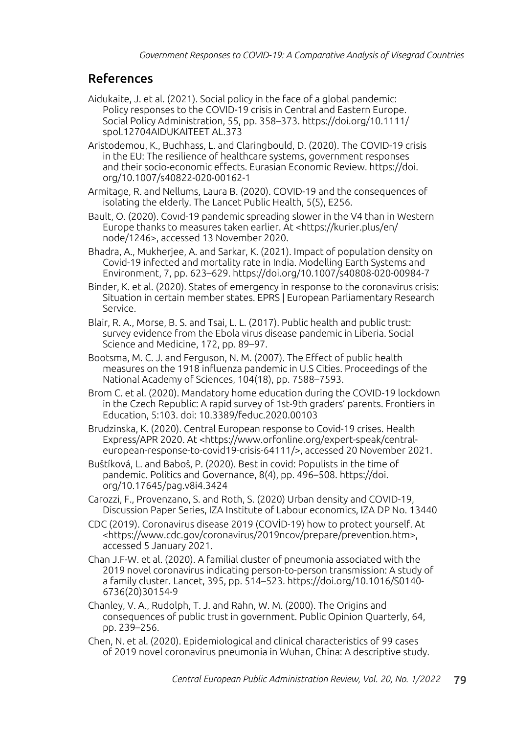## References

Aidukaite, J. et al. (2021). Social policy in the face of a global pandemic: Policy responses to the COVID-19 crisis in Central and Eastern Europe. Social Policy Administration, 55, pp. 358–373. https://doi.org/10.1111/spol.12704AIDUKAITEET AL.373

Aristodemou, K., Buchhass, L. and Claringbould, D. (2020). The COVID-19 crisis in the EU: The resilience of healthcare systems, government responses and their socio-economic effects. Eurasian Economic Review. https://doi.org/10.1007/s40822-020-00162-1

Armitage, R. and Nellums, Laura B. (2020). COVID-19 and the consequences of isolating the elderly. The Lancet Public Health, 5(5), E256.

Bault, O. (2020). Covid-19 pandemic spreading slower in the V4 than in Western Europe thanks to measures taken earlier. At <https://kurier.plus/en/node/1246>, accessed 13 November 2020.

Bhadra, A., Mukherjee, A. and Sarkar, K. (2021). Impact of population density on Covid-19 infected and mortality rate in India. Modelling Earth Systems and Environment, 7, pp. 623–629. https://doi.org/10.1007/s40808-020-00984-7

Binder, K. et al. (2020). States of emergency in response to the coronavirus crisis: Situation in certain member states. EPRS | European Parliamentary Research Service.

Blair, R. A., Morse, B. S. and Tsai, L. L. (2017). Public health and public trust: survey evidence from the Ebola virus disease pandemic in Liberia. Social Science and Medicine, 172, pp. 89–97.

Bootsma, M. C. J. and Ferguson, N. M. (2007). The Effect of public health measures on the 1918 influenza pandemic in U.S Cities. Proceedings of the National Academy of Sciences, 104(18), pp. 7588–7593.

Brom C. et al. (2020). Mandatory home education during the COVID-19 lockdown in the Czech Republic: A rapid survey of 1st-9th graders' parents. Frontiers in Education, 5:103. doi: 10.3389/feduc.2020.00103

Brudzinska, K. (2020). Central European response to Covid-19 crises. Health Express/APR 2020. At <https://www.orfonline.org/expert-speak/central-european-response-to-covid19-crisis-64111/>, accessed 20 November 2021.

Buštíková, L. and Baboš, P. (2020). Best in covid: Populists in the time of pandemic. Politics and Governance, 8(4), pp. 496–508. https://doi.org/10.17645/pag.v8i4.3424

Carozzi, F., Provenzano, S. and Roth, S. (2020) Urban density and COVID-19, Discussion Paper Series, IZA Institute of Labour economics, IZA DP No. 13440

CDC (2019). Coronavirus disease 2019 (COVİD-19) how to protect yourself. At <https://www.cdc.gov/coronavirus/2019ncov/prepare/prevention.htm>, accessed 5 January 2021.

Chan J.F-W. et al. (2020). A familial cluster of pneumonia associated with the 2019 novel coronavirus indicating person-to-person transmission: A study of a family cluster. Lancet, 395, pp. 514–523. https://doi.org/10.1016/S0140-6736(20)30154-9

Chanley, V. A., Rudolph, T. J. and Rahn, W. M. (2000). The Origins and consequences of public trust in government. Public Opinion Quarterly, 64, pp. 239–256.

Chen, N. et al. (2020). Epidemiological and clinical characteristics of 99 cases of 2019 novel coronavirus pneumonia in Wuhan, China: A descriptive study.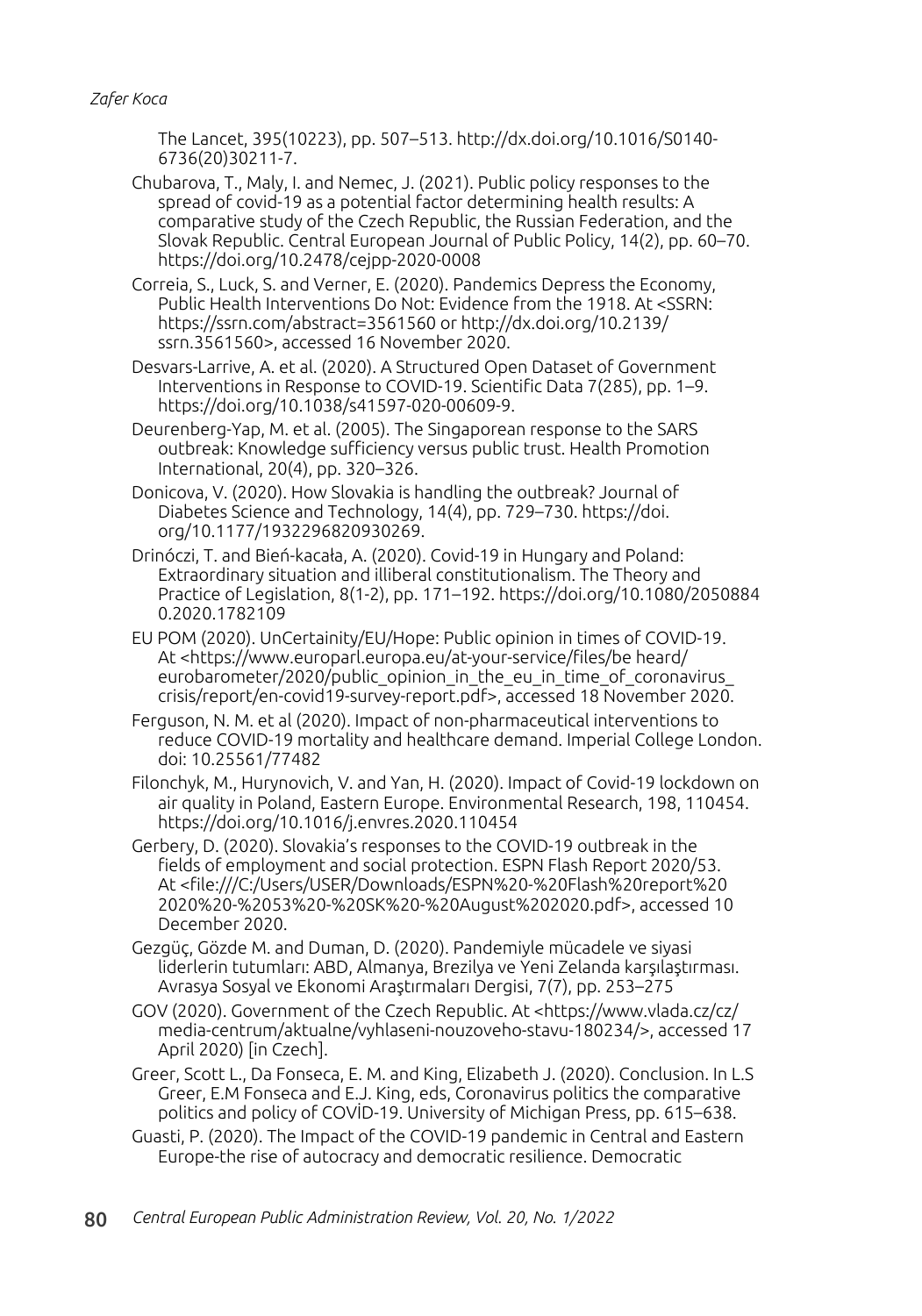The Lancet, 395(10223), pp. 507–513. http://dx.doi.org/10.1016/S0140-6736(20)30211-7.

Chubarova, T., Maly, I. and Nemec, J. (2021). Public policy responses to the spread of covid-19 as a potential factor determining health results: A comparative study of the Czech Republic, the Russian Federation, and the Slovak Republic. Central European Journal of Public Policy, 14(2), pp. 60–70. https://doi.org/10.2478/cejpp-2020-0008

Correia, S., Luck, S. and Verner, E. (2020). Pandemics Depress the Economy, Public Health Interventions Do Not: Evidence from the 1918. At <SSRN: https://ssrn.com/abstract=3561560 or http://dx.doi.org/10.2139/ssrn.3561560>, accessed 16 November 2020.

Desvars-Larrive, A. et al. (2020). A Structured Open Dataset of Government Interventions in Response to COVID-19. Scientific Data 7(285), pp. 1–9. https://doi.org/10.1038/s41597-020-00609-9.

Deurenberg-Yap, M. et al. (2005). The Singaporean response to the SARS outbreak: Knowledge sufficiency versus public trust. Health Promotion International, 20(4), pp. 320–326.

Donicova, V. (2020). How Slovakia is handling the outbreak? Journal of Diabetes Science and Technology, 14(4), pp. 729–730. https://doi.org/10.1177/1932296820930269.

Drinóczi, T. and Bień-kacała, A. (2020). Covid-19 in Hungary and Poland: Extraordinary situation and illiberal constitutionalism. The Theory and Practice of Legislation, 8(1-2), pp. 171–192. https://doi.org/10.1080/20508840.2020.1782109

EU POM (2020). UnCertainity/EU/Hope: Public opinion in times of COVID-19. At <https://www.europarl.europa.eu/at-your-service/files/be heard/eurobarometer/2020/public_opinion_in_the_eu_in_time_of_coronavirus_crisis/report/en-covid19-survey-report.pdf>, accessed 18 November 2020.

Ferguson, N. M. et al (2020). Impact of non-pharmaceutical interventions to reduce COVID-19 mortality and healthcare demand. Imperial College London. doi: 10.25561/77482

Filonchyk, M., Hurynovich, V. and Yan, H. (2020). Impact of Covid-19 lockdown on air quality in Poland, Eastern Europe. Environmental Research, 198, 110454. https://doi.org/10.1016/j.envres.2020.110454

Gerbery, D. (2020). Slovakia's responses to the COVID-19 outbreak in the fields of employment and social protection. ESPN Flash Report 2020/53. At <file:///C:/Users/USER/Downloads/ESPN%20-%20Flash%20report%202020%20-%2053%20-%20SK%20-%20August%202020.pdf>, accessed 10 December 2020.

Gezgüç, Gözde M. and Duman, D. (2020). Pandemiyle mücadele ve siyasi liderlerin tutumları: ABD, Almanya, Brezilya ve Yeni Zelanda karşılaştırması. Avrasya Sosyal ve Ekonomi Araştırmaları Dergisi, 7(7), pp. 253–275

GOV (2020). Government of the Czech Republic. At <https://www.vlada.cz/cz/media-centrum/aktualne/vyhlaseni-nouzoveho-stavu-180234/>, accessed 17 April 2020) [in Czech].

Greer, Scott L., Da Fonseca, E. M. and King, Elizabeth J. (2020). Conclusion. In L.S Greer, E.M Fonseca and E.J. King, eds, Coronavirus politics the comparative politics and policy of COVİD-19. University of Michigan Press, pp. 615–638.

Guasti, P. (2020). The Impact of the COVID-19 pandemic in Central and Eastern Europe-the rise of autocracy and democratic resilience. Democratic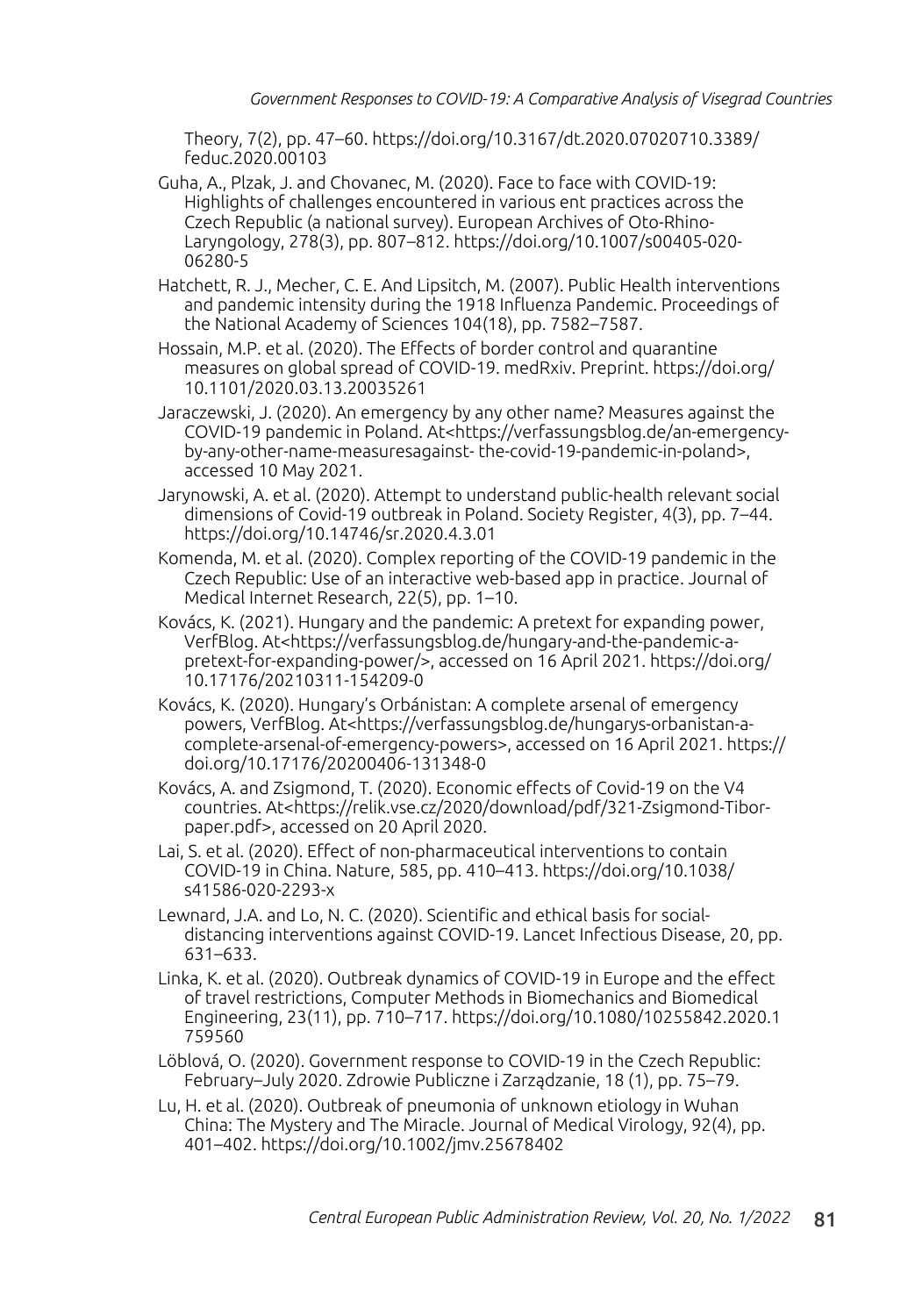Theory, 7(2), pp. 47–60. https://doi.org/10.3167/dt.2020.07020710.3389/feduc.2020.00103

Guha, A., Plzak, J. and Chovanec, M. (2020). Face to face with COVID-19: Highlights of challenges encountered in various ent practices across the Czech Republic (a national survey). European Archives of Oto-Rhino-Laryngology, 278(3), pp. 807–812. https://doi.org/10.1007/s00405-020-06280-5

Hatchett, R. J., Mecher, C. E. And Lipsitch, M. (2007). Public Health interventions and pandemic intensity during the 1918 Influenza Pandemic. Proceedings of the National Academy of Sciences 104(18), pp. 7582–7587.

Hossain, M.P. et al. (2020). The Effects of border control and quarantine measures on global spread of COVID-19. medRxiv. Preprint. https://doi.org/10.1101/2020.03.13.20035261

Jaraczewski, J. (2020). An emergency by any other name? Measures against the COVID-19 pandemic in Poland. At<https://verfassungsblog.de/an-emergency-by-any-other-name-measuresagainst- the-covid-19-pandemic-in-poland>, accessed 10 May 2021.

Jarynowski, A. et al. (2020). Attempt to understand public-health relevant social dimensions of Covid-19 outbreak in Poland. Society Register, 4(3), pp. 7–44. https://doi.org/10.14746/sr.2020.4.3.01

Komenda, M. et al. (2020). Complex reporting of the COVID-19 pandemic in the Czech Republic: Use of an interactive web-based app in practice. Journal of Medical Internet Research, 22(5), pp. 1–10.

Kovács, K. (2021). Hungary and the pandemic: A pretext for expanding power, VerfBlog. At<https://verfassungsblog.de/hungary-and-the-pandemic-a-pretext-for-expanding-power/>, accessed on 16 April 2021. https://doi.org/10.17176/20210311-154209-0

Kovács, K. (2020). Hungary's Orbánistan: A complete arsenal of emergency powers, VerfBlog. At<https://verfassungsblog.de/hungarys-orbanistan-a-complete-arsenal-of-emergency-powers>, accessed on 16 April 2021. https://doi.org/10.17176/20200406-131348-0

Kovács, A. and Zsigmond, T. (2020). Economic effects of Covid-19 on the V4 countries. At<https://relik.vse.cz/2020/download/pdf/321-Zsigmond-Tibor-paper.pdf>, accessed on 20 April 2020.

Lai, S. et al. (2020). Effect of non-pharmaceutical interventions to contain COVID-19 in China. Nature, 585, pp. 410–413. https://doi.org/10.1038/s41586-020-2293-x

Lewnard, J.A. and Lo, N. C. (2020). Scientific and ethical basis for social-distancing interventions against COVID-19. Lancet Infectious Disease, 20, pp. 631–633.

Linka, K. et al. (2020). Outbreak dynamics of COVID-19 in Europe and the effect of travel restrictions, Computer Methods in Biomechanics and Biomedical Engineering, 23(11), pp. 710–717. https://doi.org/10.1080/10255842.2020.1759560

Löblová, O. (2020). Government response to COVID-19 in the Czech Republic: February–July 2020. Zdrowie Publiczne i Zarządzanie, 18 (1), pp. 75–79.

Lu, H. et al. (2020). Outbreak of pneumonia of unknown etiology in Wuhan China: The Mystery and The Miracle. Journal of Medical Virology, 92(4), pp. 401–402. https://doi.org/10.1002/jmv.25678402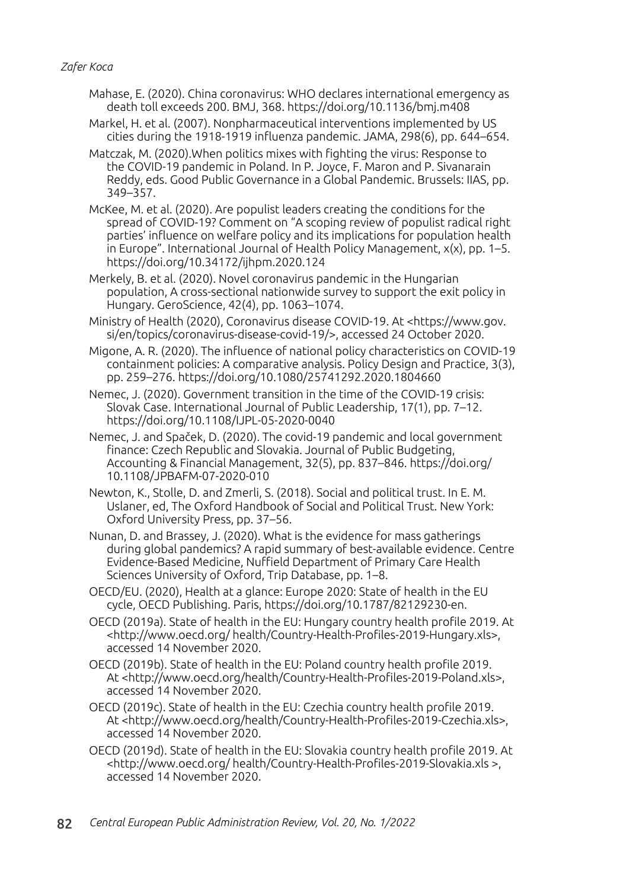Mahase, E. (2020). China coronavirus: WHO declares international emergency as death toll exceeds 200. BMJ, 368. https://doi.org/10.1136/bmj.m408

Markel, H. et al. (2007). Nonpharmaceutical interventions implemented by US cities during the 1918-1919 influenza pandemic. JAMA, 298(6), pp. 644–654.

Matczak, M. (2020).When politics mixes with fighting the virus: Response to the COVID-19 pandemic in Poland. In P. Joyce, F. Maron and P. Sivanarain Reddy, eds. Good Public Governance in a Global Pandemic. Brussels: IIAS, pp. 349–357.

McKee, M. et al. (2020). Are populist leaders creating the conditions for the spread of COVID-19? Comment on "A scoping review of populist radical right parties' influence on welfare policy and its implications for population health in Europe". International Journal of Health Policy Management, x(x), pp. 1–5. https://doi.org/10.34172/ijhpm.2020.124

Merkely, B. et al. (2020). Novel coronavirus pandemic in the Hungarian population, A cross-sectional nationwide survey to support the exit policy in Hungary. GeroScience, 42(4), pp. 1063–1074.

Ministry of Health (2020), Coronavirus disease COVID-19. At <https://www.gov.si/en/topics/coronavirus-disease-covid-19/>, accessed 24 October 2020.

Migone, A. R. (2020). The influence of national policy characteristics on COVID-19 containment policies: A comparative analysis. Policy Design and Practice, 3(3), pp. 259–276. https://doi.org/10.1080/25741292.2020.1804660

Nemec, J. (2020). Government transition in the time of the COVID-19 crisis: Slovak Case. International Journal of Public Leadership, 17(1), pp. 7–12. https://doi.org/10.1108/IJPL-05-2020-0040

Nemec, J. and Spaček, D. (2020). The covid-19 pandemic and local government finance: Czech Republic and Slovakia. Journal of Public Budgeting, Accounting & Financial Management, 32(5), pp. 837–846. https://doi.org/10.1108/JPBAFM-07-2020-010

Newton, K., Stolle, D. and Zmerli, S. (2018). Social and political trust. In E. M. Uslaner, ed, The Oxford Handbook of Social and Political Trust. New York: Oxford University Press, pp. 37–56.

Nunan, D. and Brassey, J. (2020). What is the evidence for mass gatherings during global pandemics? A rapid summary of best-available evidence. Centre Evidence-Based Medicine, Nuffield Department of Primary Care Health Sciences University of Oxford, Trip Database, pp. 1–8.

OECD/EU. (2020), Health at a glance: Europe 2020: State of health in the EU cycle, OECD Publishing. Paris, https://doi.org/10.1787/82129230-en.

OECD (2019a). State of health in the EU: Hungary country health profile 2019. At <http://www.oecd.org/ health/Country-Health-Profiles-2019-Hungary.xls>, accessed 14 November 2020.

OECD (2019b). State of health in the EU: Poland country health profile 2019. At <http://www.oecd.org/health/Country-Health-Profiles-2019-Poland.xls>, accessed 14 November 2020.

OECD (2019c). State of health in the EU: Czechia country health profile 2019. At <http://www.oecd.org/health/Country-Health-Profiles-2019-Czechia.xls>, accessed 14 November 2020.

OECD (2019d). State of health in the EU: Slovakia country health profile 2019. At <http://www.oecd.org/ health/Country-Health-Profiles-2019-Slovakia.xls >, accessed 14 November 2020.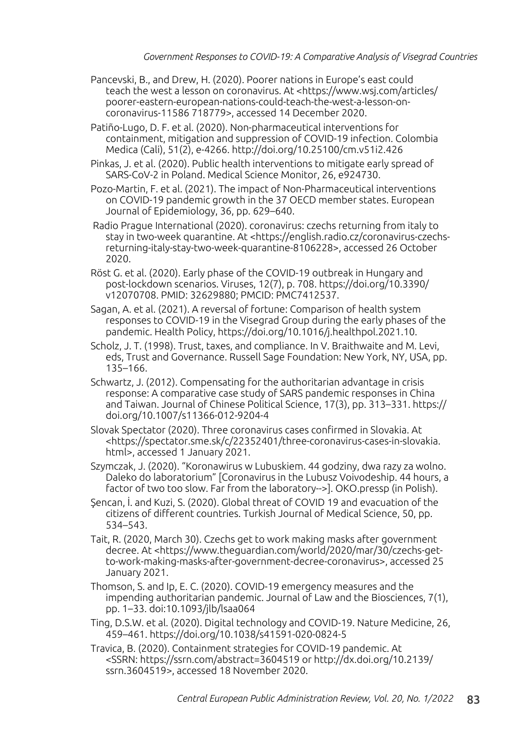Pancevski, B., and Drew, H. (2020). Poorer nations in Europe's east could teach the west a lesson on coronavirus. At <https://www.wsj.com/articles/poorer-eastern-european-nations-could-teach-the-west-a-lesson-on-coronavirus-11586 718779>, accessed 14 December 2020.

Patiño-Lugo, D. F. et al. (2020). Non-pharmaceutical interventions for containment, mitigation and suppression of COVID-19 infection. Colombia Medica (Cali), 51(2), e-4266. http://doi.org/10.25100/cm.v51i2.426

Pinkas, J. et al. (2020). Public health interventions to mitigate early spread of SARS-CoV-2 in Poland. Medical Science Monitor, 26, e924730.

Pozo-Martin, F. et al. (2021). The impact of Non-Pharmaceutical interventions on COVID-19 pandemic growth in the 37 OECD member states. European Journal of Epidemiology, 36, pp. 629–640.

Radio Prague International (2020). coronavirus: czechs returning from italy to stay in two-week quarantine. At <https://english.radio.cz/coronavirus-czechs-returning-italy-stay-two-week-quarantine-8106228>, accessed 26 October 2020.

Röst G. et al. (2020). Early phase of the COVID-19 outbreak in Hungary and post-lockdown scenarios. Viruses, 12(7), p. 708. https://doi.org/10.3390/v12070708. PMID: 32629880; PMCID: PMC7412537.

Sagan, A. et al. (2021). A reversal of fortune: Comparison of health system responses to COVID-19 in the Visegrad Group during the early phases of the pandemic. Health Policy, https://doi.org/10.1016/j.healthpol.2021.10.

Scholz, J. T. (1998). Trust, taxes, and compliance. In V. Braithwaite and M. Levi, eds, Trust and Governance. Russell Sage Foundation: New York, NY, USA, pp. 135–166.

Schwartz, J. (2012). Compensating for the authoritarian advantage in crisis response: A comparative case study of SARS pandemic responses in China and Taiwan. Journal of Chinese Political Science, 17(3), pp. 313–331. https://doi.org/10.1007/s11366-012-9204-4

Slovak Spectator (2020). Three coronavirus cases confirmed in Slovakia. At <https://spectator.sme.sk/c/22352401/three-coronavirus-cases-in-slovakia.html>, accessed 1 January 2021.

Szymczak, J. (2020). "Koronawirus w Lubuskiem. 44 godziny, dwa razy za wolno. Daleko do laboratorium" [Coronavirus in the Lubusz Voivodeship. 44 hours, a factor of two too slow. Far from the laboratory-->]. OKO.pressp (in Polish).

Şencan, İ. and Kuzi, S. (2020). Global threat of COVID 19 and evacuation of the citizens of different countries. Turkish Journal of Medical Science, 50, pp. 534–543.

Tait, R. (2020, March 30). Czechs get to work making masks after government decree. At <https://www.theguardian.com/world/2020/mar/30/czechs-get-to-work-making-masks-after-government-decree-coronavirus>, accessed 25 January 2021.

Thomson, S. and Ip, E. C. (2020). COVID-19 emergency measures and the impending authoritarian pandemic. Journal of Law and the Biosciences, 7(1), pp. 1–33. doi:10.1093/jlb/lsaa064

Ting, D.S.W. et al. (2020). Digital technology and COVID-19. Nature Medicine, 26, 459–461. https://doi.org/10.1038/s41591-020-0824-5

Travica, B. (2020). Containment strategies for COVID-19 pandemic. At <SSRN: https://ssrn.com/abstract=3604519 or http://dx.doi.org/10.2139/ssrn.3604519>, accessed 18 November 2020.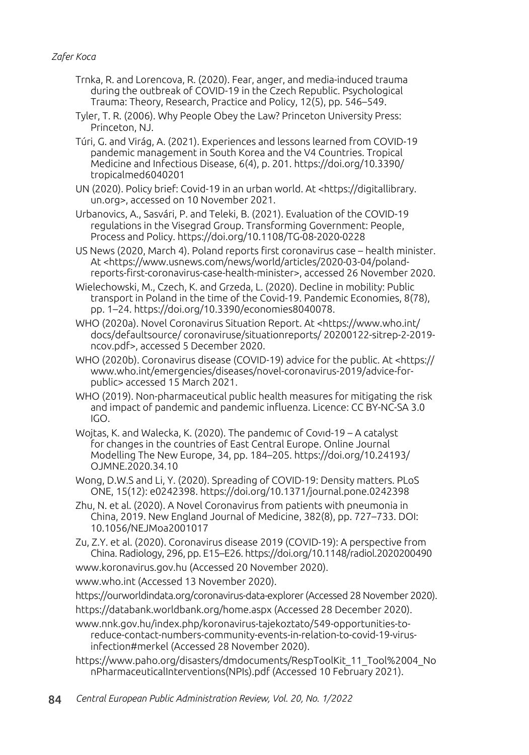Trnka, R. and Lorencova, R. (2020). Fear, anger, and media-induced trauma during the outbreak of COVID-19 in the Czech Republic. Psychological Trauma: Theory, Research, Practice and Policy, 12(5), pp. 546–549.

Tyler, T. R. (2006). Why People Obey the Law? Princeton University Press: Princeton, NJ.

Túri, G. and Virág, A. (2021). Experiences and lessons learned from COVID-19 pandemic management in South Korea and the V4 Countries. Tropical Medicine and Infectious Disease, 6(4), p. 201. https://doi.org/10.3390/tropicalmed6040201

UN (2020). Policy brief: Covid-19 in an urban world. At <https://digitallibrary.un.org>, accessed on 10 November 2021.

Urbanovics, A., Sasvári, P. and Teleki, B. (2021). Evaluation of the COVID-19 regulations in the Visegrad Group. Transforming Government: People, Process and Policy. https://doi.org/10.1108/TG-08-2020-0228

US News (2020, March 4). Poland reports first coronavirus case – health minister. At <https://www.usnews.com/news/world/articles/2020-03-04/poland-reports-first-coronavirus-case-health-minister>, accessed 26 November 2020.

Wielechowski, M., Czech, K. and Grzeda, L. (2020). Decline in mobility: Public transport in Poland in the time of the Covid-19. Pandemic Economies, 8(78), pp. 1–24. https://doi.org/10.3390/economies8040078.

WHO (2020a). Novel Coronavirus Situation Report. At <https://www.who.int/docs/defaultsource/ coronaviruse/situationreports/ 20200122-sitrep-2-2019-ncov.pdf>, accessed 5 December 2020.

WHO (2020b). Coronavirus disease (COVID-19) advice for the public. At <https://www.who.int/emergencies/diseases/novel-coronavirus-2019/advice-for-public> accessed 15 March 2021.

WHO (2019). Non-pharmaceutical public health measures for mitigating the risk and impact of pandemic and pandemic influenza. Licence: CC BY-NC-SA 3.0 IGO.

Wojtas, K. and Walecka, K. (2020). The pandemıc of Covıd-19 – A catalyst for changes in the countries of East Central Europe. Online Journal Modelling The New Europe, 34, pp. 184–205. https://doi.org/10.24193/OJMNE.2020.34.10

Wong, D.W.S and Li, Y. (2020). Spreading of COVID-19: Density matters. PLoS ONE, 15(12): e0242398. https://doi.org/10.1371/journal.pone.0242398

Zhu, N. et al. (2020). A Novel Coronavirus from patients with pneumonia in China, 2019. New England Journal of Medicine, 382(8), pp. 727–733. DOI: 10.1056/NEJMoa2001017

Zu, Z.Y. et al. (2020). Coronavirus disease 2019 (COVID-19): A perspective from China. Radiology, 296, pp. E15–E26. https://doi.org/10.1148/radiol.2020200490

www.koronavirus.gov.hu (Accessed 20 November 2020).

www.who.int (Accessed 13 November 2020).

https://ourworldindata.org/coronavirus-data-explorer (Accessed 28 November 2020).

https://databank.worldbank.org/home.aspx (Accessed 28 December 2020).

www.nnk.gov.hu/index.php/koronavirus-tajekoztato/549-opportunities-to-reduce-contact-numbers-community-events-in-relation-to-covid-19-virus-infection#merkel (Accessed 28 November 2020).

https://www.paho.org/disasters/dmdocuments/RespToolKit_11_Tool%2004_NonPharmaceuticalInterventions(NPIs).pdf (Accessed 10 February 2021).